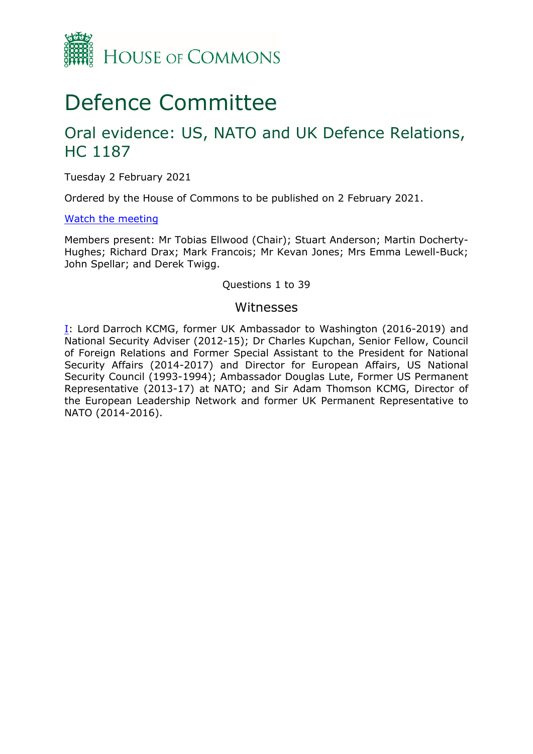HOUSE OF COMMONS

# Defence Committee

## Oral evidence: US, NATO and UK Defence Relations, HC 1187

Tuesday 2 February 2021

Ordered by the House of Commons to be published on 2 February 2021.

[Watch the meeting]

Members present: Mr Tobias Ellwood (Chair); Stuart Anderson; Martin Docherty-Hughes; Richard Drax; Mark Francois; Mr Kevan Jones; Mrs Emma Lewell-Buck; John Spellar; and Derek Twigg.

Questions 1 to 39

### Witnesses

I: Lord Darroch KCMG, former UK Ambassador to Washington (2016-2019) and National Security Adviser (2012-15); Dr Charles Kupchan, Senior Fellow, Council of Foreign Relations and Former Special Assistant to the President for National Security Affairs (2014-2017) and Director for European Affairs, US National Security Council (1993-1994); Ambassador Douglas Lute, Former US Permanent Representative (2013-17) at NATO; and Sir Adam Thomson KCMG, Director of the European Leadership Network and former UK Permanent Representative to NATO (2014-2016).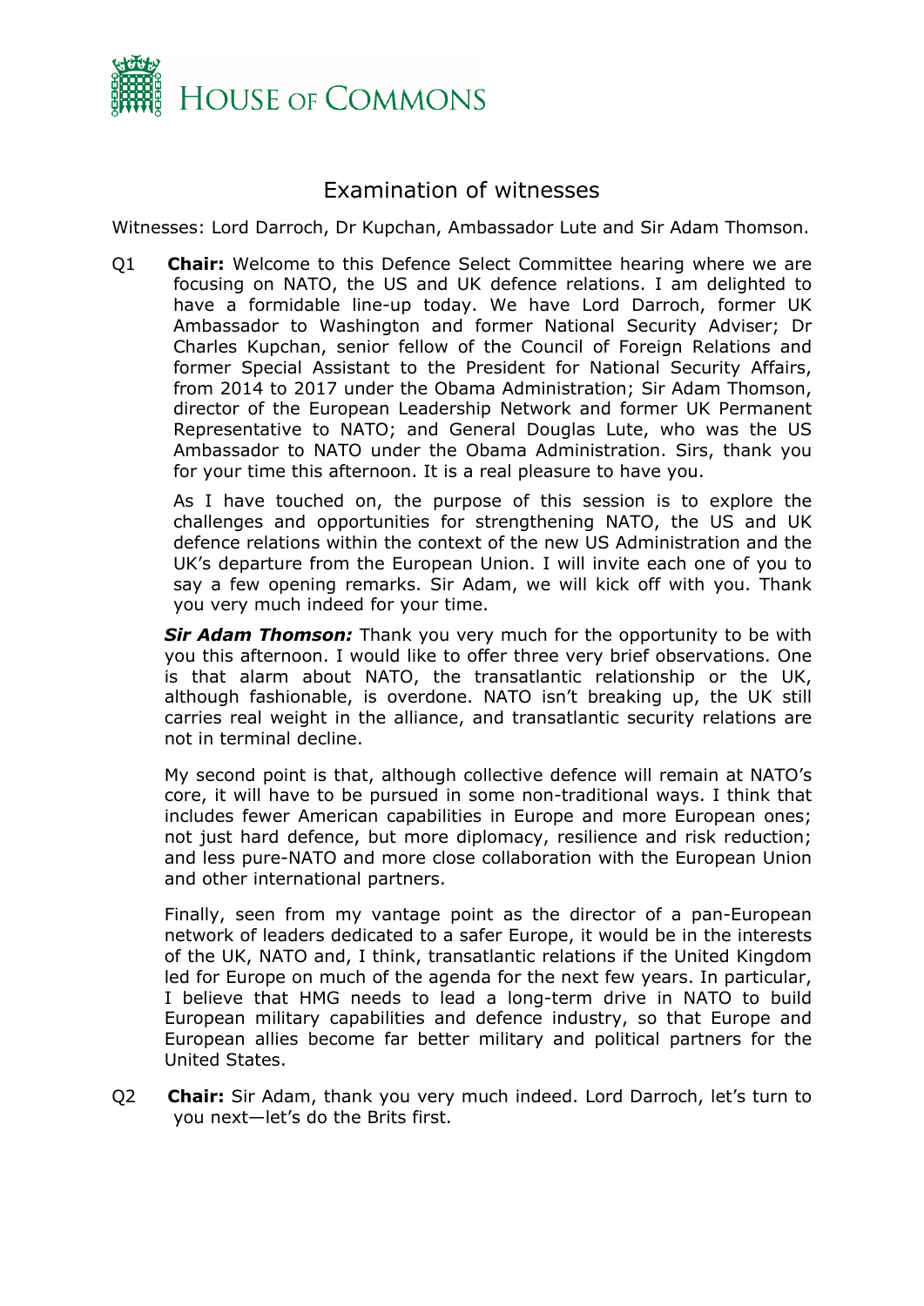# Examination of witnesses

Witnesses: Lord Darroch, Dr Kupchan, Ambassador Lute and Sir Adam Thomson.

Q1 **Chair:** Welcome to this Defence Select Committee hearing where we are focusing on NATO, the US and UK defence relations. I am delighted to have a formidable line-up today. We have Lord Darroch, former UK Ambassador to Washington and former National Security Adviser; Dr Charles Kupchan, senior fellow of the Council of Foreign Relations and former Special Assistant to the President for National Security Affairs, from 2014 to 2017 under the Obama Administration; Sir Adam Thomson, director of the European Leadership Network and former UK Permanent Representative to NATO; and General Douglas Lute, who was the US Ambassador to NATO under the Obama Administration. Sirs, thank you for your time this afternoon. It is a real pleasure to have you.

As I have touched on, the purpose of this session is to explore the challenges and opportunities for strengthening NATO, the US and UK defence relations within the context of the new US Administration and the UK's departure from the European Union. I will invite each one of you to say a few opening remarks. Sir Adam, we will kick off with you. Thank you very much indeed for your time.

***Sir Adam Thomson:*** Thank you very much for the opportunity to be with you this afternoon. I would like to offer three very brief observations. One is that alarm about NATO, the transatlantic relationship or the UK, although fashionable, is overdone. NATO isn't breaking up, the UK still carries real weight in the alliance, and transatlantic security relations are not in terminal decline.

My second point is that, although collective defence will remain at NATO's core, it will have to be pursued in some non-traditional ways. I think that includes fewer American capabilities in Europe and more European ones; not just hard defence, but more diplomacy, resilience and risk reduction; and less pure-NATO and more close collaboration with the European Union and other international partners.

Finally, seen from my vantage point as the director of a pan-European network of leaders dedicated to a safer Europe, it would be in the interests of the UK, NATO and, I think, transatlantic relations if the United Kingdom led for Europe on much of the agenda for the next few years. In particular, I believe that HMG needs to lead a long-term drive in NATO to build European military capabilities and defence industry, so that Europe and European allies become far better military and political partners for the United States.

Q2 **Chair:** Sir Adam, thank you very much indeed. Lord Darroch, let's turn to you next—let's do the Brits first.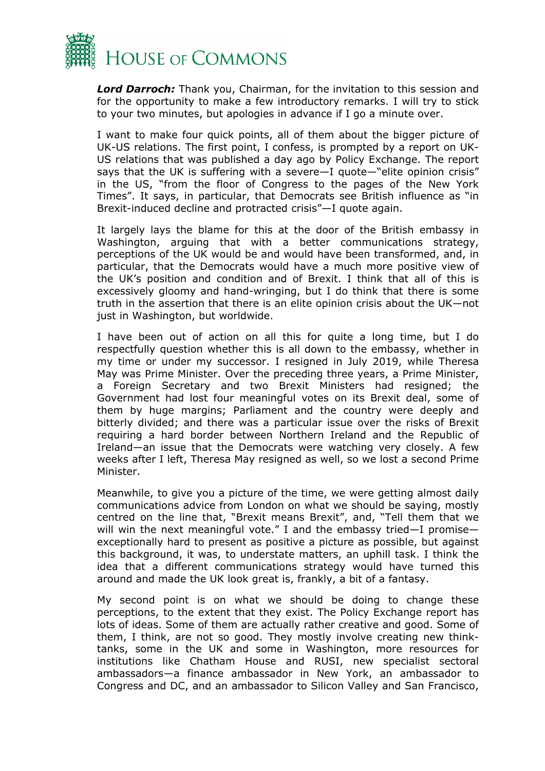***Lord Darroch:*** Thank you, Chairman, for the invitation to this session and for the opportunity to make a few introductory remarks. I will try to stick to your two minutes, but apologies in advance if I go a minute over.

I want to make four quick points, all of them about the bigger picture of UK-US relations. The first point, I confess, is prompted by a report on UK-US relations that was published a day ago by Policy Exchange. The report says that the UK is suffering with a severe—I quote—"elite opinion crisis" in the US, "from the floor of Congress to the pages of the New York Times". It says, in particular, that Democrats see British influence as "in Brexit-induced decline and protracted crisis"—I quote again.

It largely lays the blame for this at the door of the British embassy in Washington, arguing that with a better communications strategy, perceptions of the UK would be and would have been transformed, and, in particular, that the Democrats would have a much more positive view of the UK's position and condition and of Brexit. I think that all of this is excessively gloomy and hand-wringing, but I do think that there is some truth in the assertion that there is an elite opinion crisis about the UK—not just in Washington, but worldwide.

I have been out of action on all this for quite a long time, but I do respectfully question whether this is all down to the embassy, whether in my time or under my successor. I resigned in July 2019, while Theresa May was Prime Minister. Over the preceding three years, a Prime Minister, a Foreign Secretary and two Brexit Ministers had resigned; the Government had lost four meaningful votes on its Brexit deal, some of them by huge margins; Parliament and the country were deeply and bitterly divided; and there was a particular issue over the risks of Brexit requiring a hard border between Northern Ireland and the Republic of Ireland—an issue that the Democrats were watching very closely. A few weeks after I left, Theresa May resigned as well, so we lost a second Prime Minister.

Meanwhile, to give you a picture of the time, we were getting almost daily communications advice from London on what we should be saying, mostly centred on the line that, "Brexit means Brexit", and, "Tell them that we will win the next meaningful vote." I and the embassy tried—I promise—exceptionally hard to present as positive a picture as possible, but against this background, it was, to understate matters, an uphill task. I think the idea that a different communications strategy would have turned this around and made the UK look great is, frankly, a bit of a fantasy.

My second point is on what we should be doing to change these perceptions, to the extent that they exist. The Policy Exchange report has lots of ideas. Some of them are actually rather creative and good. Some of them, I think, are not so good. They mostly involve creating new think-tanks, some in the UK and some in Washington, more resources for institutions like Chatham House and RUSI, new specialist sectoral ambassadors—a finance ambassador in New York, an ambassador to Congress and DC, and an ambassador to Silicon Valley and San Francisco,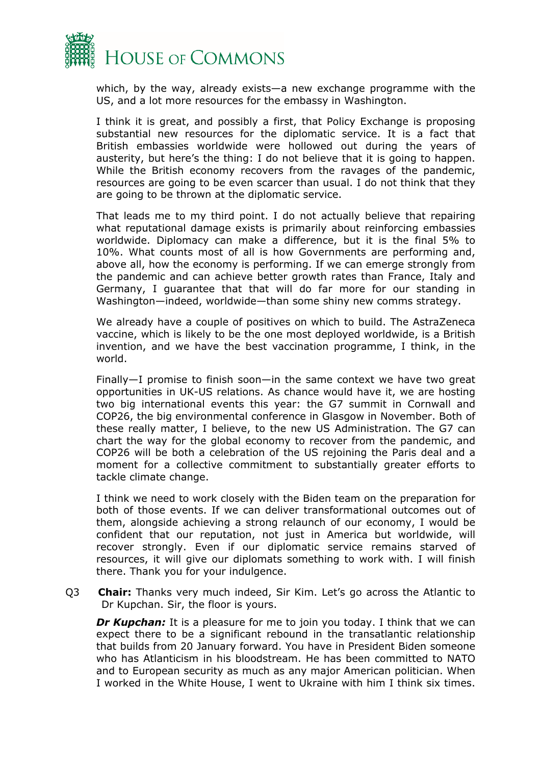which, by the way, already exists—a new exchange programme with the US, and a lot more resources for the embassy in Washington.

I think it is great, and possibly a first, that Policy Exchange is proposing substantial new resources for the diplomatic service. It is a fact that British embassies worldwide were hollowed out during the years of austerity, but here's the thing: I do not believe that it is going to happen. While the British economy recovers from the ravages of the pandemic, resources are going to be even scarcer than usual. I do not think that they are going to be thrown at the diplomatic service.

That leads me to my third point. I do not actually believe that repairing what reputational damage exists is primarily about reinforcing embassies worldwide. Diplomacy can make a difference, but it is the final 5% to 10%. What counts most of all is how Governments are performing and, above all, how the economy is performing. If we can emerge strongly from the pandemic and can achieve better growth rates than France, Italy and Germany, I guarantee that that will do far more for our standing in Washington—indeed, worldwide—than some shiny new comms strategy.

We already have a couple of positives on which to build. The AstraZeneca vaccine, which is likely to be the one most deployed worldwide, is a British invention, and we have the best vaccination programme, I think, in the world.

Finally—I promise to finish soon—in the same context we have two great opportunities in UK-US relations. As chance would have it, we are hosting two big international events this year: the G7 summit in Cornwall and COP26, the big environmental conference in Glasgow in November. Both of these really matter, I believe, to the new US Administration. The G7 can chart the way for the global economy to recover from the pandemic, and COP26 will be both a celebration of the US rejoining the Paris deal and a moment for a collective commitment to substantially greater efforts to tackle climate change.

I think we need to work closely with the Biden team on the preparation for both of those events. If we can deliver transformational outcomes out of them, alongside achieving a strong relaunch of our economy, I would be confident that our reputation, not just in America but worldwide, will recover strongly. Even if our diplomatic service remains starved of resources, it will give our diplomats something to work with. I will finish there. Thank you for your indulgence.

Q3 **Chair:** Thanks very much indeed, Sir Kim. Let's go across the Atlantic to Dr Kupchan. Sir, the floor is yours.

***Dr Kupchan:*** It is a pleasure for me to join you today. I think that we can expect there to be a significant rebound in the transatlantic relationship that builds from 20 January forward. You have in President Biden someone who has Atlanticism in his bloodstream. He has been committed to NATO and to European security as much as any major American politician. When I worked in the White House, I went to Ukraine with him I think six times.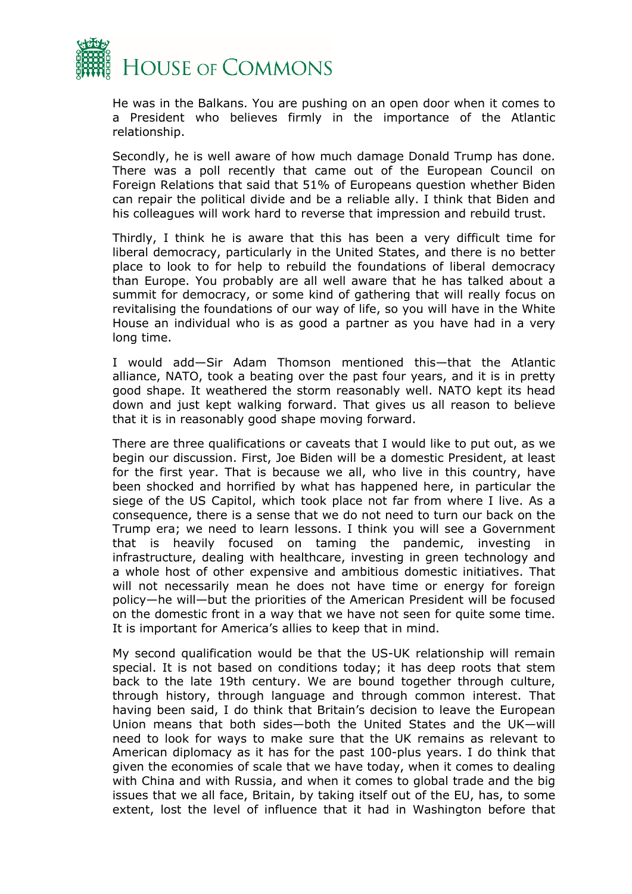He was in the Balkans. You are pushing on an open door when it comes to a President who believes firmly in the importance of the Atlantic relationship.

Secondly, he is well aware of how much damage Donald Trump has done. There was a poll recently that came out of the European Council on Foreign Relations that said that 51% of Europeans question whether Biden can repair the political divide and be a reliable ally. I think that Biden and his colleagues will work hard to reverse that impression and rebuild trust.

Thirdly, I think he is aware that this has been a very difficult time for liberal democracy, particularly in the United States, and there is no better place to look to for help to rebuild the foundations of liberal democracy than Europe. You probably are all well aware that he has talked about a summit for democracy, or some kind of gathering that will really focus on revitalising the foundations of our way of life, so you will have in the White House an individual who is as good a partner as you have had in a very long time.

I would add—Sir Adam Thomson mentioned this—that the Atlantic alliance, NATO, took a beating over the past four years, and it is in pretty good shape. It weathered the storm reasonably well. NATO kept its head down and just kept walking forward. That gives us all reason to believe that it is in reasonably good shape moving forward.

There are three qualifications or caveats that I would like to put out, as we begin our discussion. First, Joe Biden will be a domestic President, at least for the first year. That is because we all, who live in this country, have been shocked and horrified by what has happened here, in particular the siege of the US Capitol, which took place not far from where I live. As a consequence, there is a sense that we do not need to turn our back on the Trump era; we need to learn lessons. I think you will see a Government that is heavily focused on taming the pandemic, investing in infrastructure, dealing with healthcare, investing in green technology and a whole host of other expensive and ambitious domestic initiatives. That will not necessarily mean he does not have time or energy for foreign policy—he will—but the priorities of the American President will be focused on the domestic front in a way that we have not seen for quite some time. It is important for America's allies to keep that in mind.

My second qualification would be that the US-UK relationship will remain special. It is not based on conditions today; it has deep roots that stem back to the late 19th century. We are bound together through culture, through history, through language and through common interest. That having been said, I do think that Britain's decision to leave the European Union means that both sides—both the United States and the UK—will need to look for ways to make sure that the UK remains as relevant to American diplomacy as it has for the past 100-plus years. I do think that given the economies of scale that we have today, when it comes to dealing with China and with Russia, and when it comes to global trade and the big issues that we all face, Britain, by taking itself out of the EU, has, to some extent, lost the level of influence that it had in Washington before that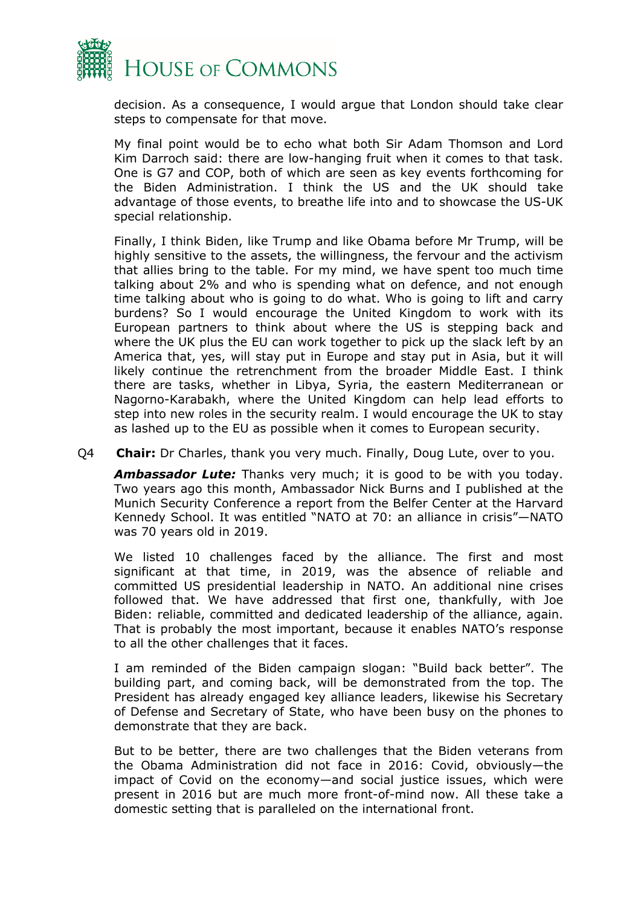decision. As a consequence, I would argue that London should take clear steps to compensate for that move.

My final point would be to echo what both Sir Adam Thomson and Lord Kim Darroch said: there are low-hanging fruit when it comes to that task. One is G7 and COP, both of which are seen as key events forthcoming for the Biden Administration. I think the US and the UK should take advantage of those events, to breathe life into and to showcase the US-UK special relationship.

Finally, I think Biden, like Trump and like Obama before Mr Trump, will be highly sensitive to the assets, the willingness, the fervour and the activism that allies bring to the table. For my mind, we have spent too much time talking about 2% and who is spending what on defence, and not enough time talking about who is going to do what. Who is going to lift and carry burdens? So I would encourage the United Kingdom to work with its European partners to think about where the US is stepping back and where the UK plus the EU can work together to pick up the slack left by an America that, yes, will stay put in Europe and stay put in Asia, but it will likely continue the retrenchment from the broader Middle East. I think there are tasks, whether in Libya, Syria, the eastern Mediterranean or Nagorno-Karabakh, where the United Kingdom can help lead efforts to step into new roles in the security realm. I would encourage the UK to stay as lashed up to the EU as possible when it comes to European security.

Q4 **Chair:** Dr Charles, thank you very much. Finally, Doug Lute, over to you.

***Ambassador Lute:*** Thanks very much; it is good to be with you today. Two years ago this month, Ambassador Nick Burns and I published at the Munich Security Conference a report from the Belfer Center at the Harvard Kennedy School. It was entitled "NATO at 70: an alliance in crisis"—NATO was 70 years old in 2019.

We listed 10 challenges faced by the alliance. The first and most significant at that time, in 2019, was the absence of reliable and committed US presidential leadership in NATO. An additional nine crises followed that. We have addressed that first one, thankfully, with Joe Biden: reliable, committed and dedicated leadership of the alliance, again. That is probably the most important, because it enables NATO's response to all the other challenges that it faces.

I am reminded of the Biden campaign slogan: "Build back better". The building part, and coming back, will be demonstrated from the top. The President has already engaged key alliance leaders, likewise his Secretary of Defense and Secretary of State, who have been busy on the phones to demonstrate that they are back.

But to be better, there are two challenges that the Biden veterans from the Obama Administration did not face in 2016: Covid, obviously—the impact of Covid on the economy—and social justice issues, which were present in 2016 but are much more front-of-mind now. All these take a domestic setting that is paralleled on the international front.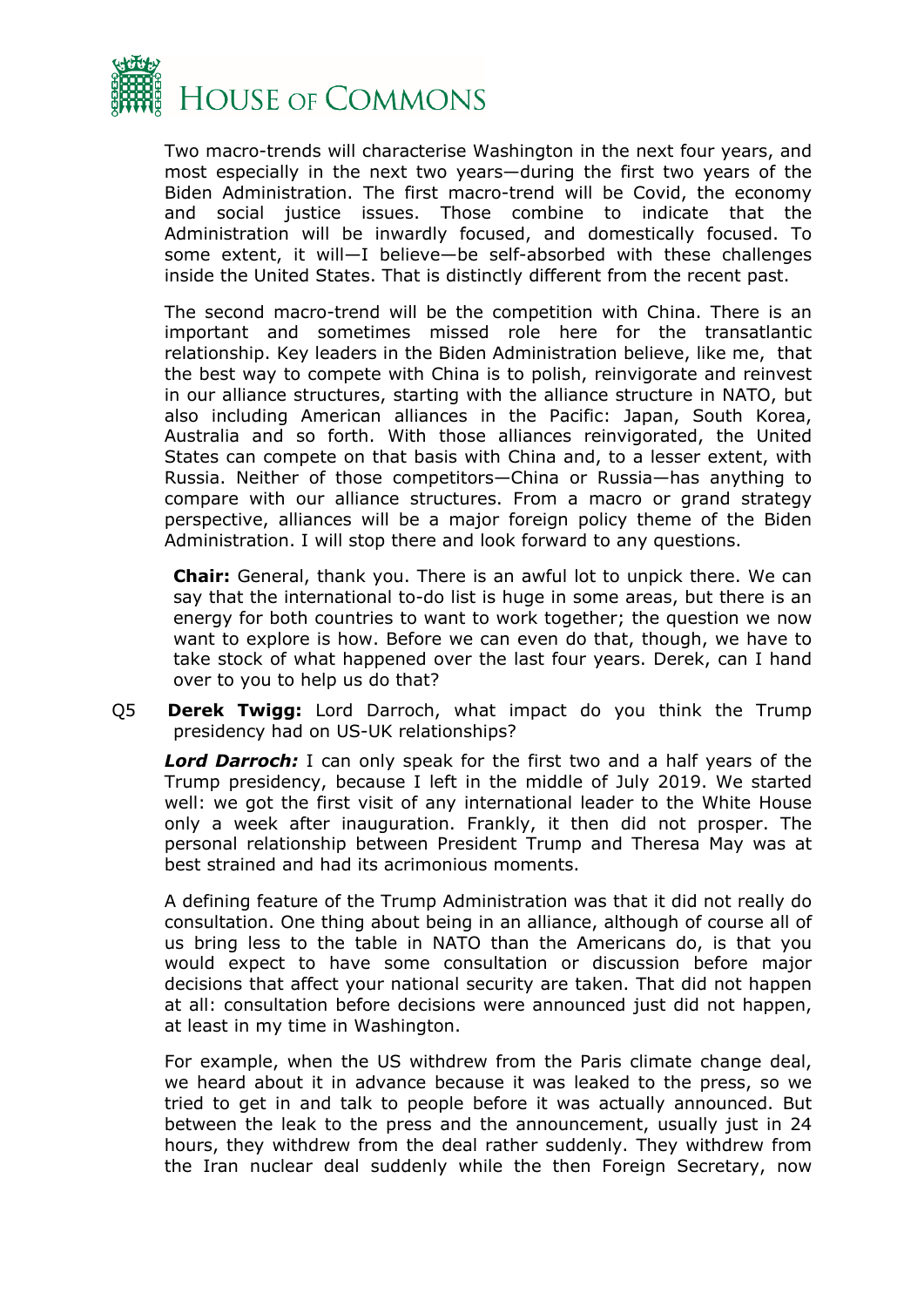Two macro-trends will characterise Washington in the next four years, and most especially in the next two years—during the first two years of the Biden Administration. The first macro-trend will be Covid, the economy and social justice issues. Those combine to indicate that the Administration will be inwardly focused, and domestically focused. To some extent, it will—I believe—be self-absorbed with these challenges inside the United States. That is distinctly different from the recent past.

The second macro-trend will be the competition with China. There is an important and sometimes missed role here for the transatlantic relationship. Key leaders in the Biden Administration believe, like me, that the best way to compete with China is to polish, reinvigorate and reinvest in our alliance structures, starting with the alliance structure in NATO, but also including American alliances in the Pacific: Japan, South Korea, Australia and so forth. With those alliances reinvigorated, the United States can compete on that basis with China and, to a lesser extent, with Russia. Neither of those competitors—China or Russia—has anything to compare with our alliance structures. From a macro or grand strategy perspective, alliances will be a major foreign policy theme of the Biden Administration. I will stop there and look forward to any questions.

**Chair:** General, thank you. There is an awful lot to unpick there. We can say that the international to-do list is huge in some areas, but there is an energy for both countries to want to work together; the question we now want to explore is how. Before we can even do that, though, we have to take stock of what happened over the last four years. Derek, can I hand over to you to help us do that?

Q5 **Derek Twigg:** Lord Darroch, what impact do you think the Trump presidency had on US-UK relationships?

***Lord Darroch:*** I can only speak for the first two and a half years of the Trump presidency, because I left in the middle of July 2019. We started well: we got the first visit of any international leader to the White House only a week after inauguration. Frankly, it then did not prosper. The personal relationship between President Trump and Theresa May was at best strained and had its acrimonious moments.

A defining feature of the Trump Administration was that it did not really do consultation. One thing about being in an alliance, although of course all of us bring less to the table in NATO than the Americans do, is that you would expect to have some consultation or discussion before major decisions that affect your national security are taken. That did not happen at all: consultation before decisions were announced just did not happen, at least in my time in Washington.

For example, when the US withdrew from the Paris climate change deal, we heard about it in advance because it was leaked to the press, so we tried to get in and talk to people before it was actually announced. But between the leak to the press and the announcement, usually just in 24 hours, they withdrew from the deal rather suddenly. They withdrew from the Iran nuclear deal suddenly while the then Foreign Secretary, now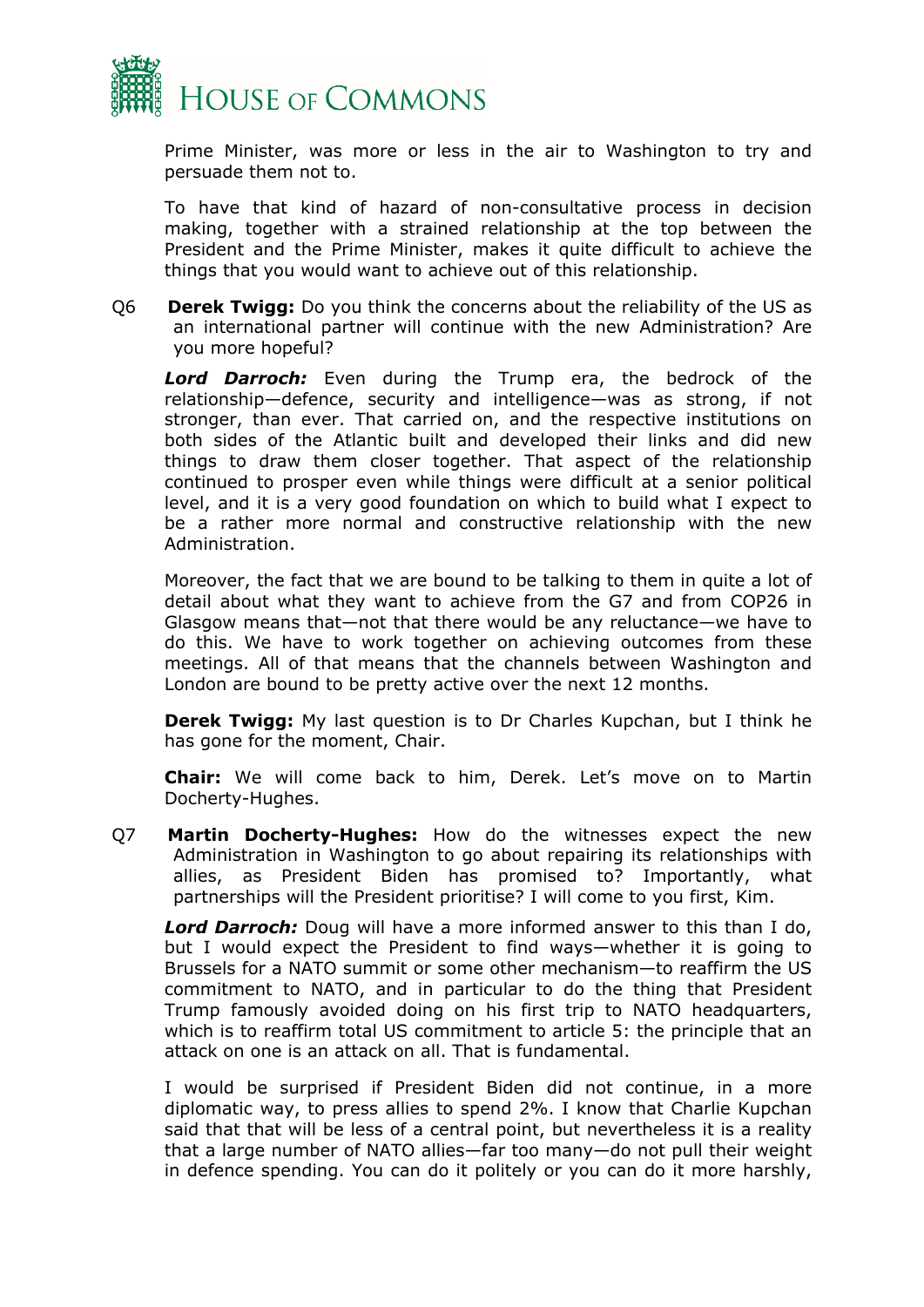Prime Minister, was more or less in the air to Washington to try and persuade them not to.

To have that kind of hazard of non-consultative process in decision making, together with a strained relationship at the top between the President and the Prime Minister, makes it quite difficult to achieve the things that you would want to achieve out of this relationship.

Q6 **Derek Twigg:** Do you think the concerns about the reliability of the US as an international partner will continue with the new Administration? Are you more hopeful?

***Lord Darroch:*** Even during the Trump era, the bedrock of the relationship—defence, security and intelligence—was as strong, if not stronger, than ever. That carried on, and the respective institutions on both sides of the Atlantic built and developed their links and did new things to draw them closer together. That aspect of the relationship continued to prosper even while things were difficult at a senior political level, and it is a very good foundation on which to build what I expect to be a rather more normal and constructive relationship with the new Administration.

Moreover, the fact that we are bound to be talking to them in quite a lot of detail about what they want to achieve from the G7 and from COP26 in Glasgow means that—not that there would be any reluctance—we have to do this. We have to work together on achieving outcomes from these meetings. All of that means that the channels between Washington and London are bound to be pretty active over the next 12 months.

**Derek Twigg:** My last question is to Dr Charles Kupchan, but I think he has gone for the moment, Chair.

**Chair:** We will come back to him, Derek. Let's move on to Martin Docherty-Hughes.

Q7 **Martin Docherty-Hughes:** How do the witnesses expect the new Administration in Washington to go about repairing its relationships with allies, as President Biden has promised to? Importantly, what partnerships will the President prioritise? I will come to you first, Kim.

***Lord Darroch:*** Doug will have a more informed answer to this than I do, but I would expect the President to find ways—whether it is going to Brussels for a NATO summit or some other mechanism—to reaffirm the US commitment to NATO, and in particular to do the thing that President Trump famously avoided doing on his first trip to NATO headquarters, which is to reaffirm total US commitment to article 5: the principle that an attack on one is an attack on all. That is fundamental.

I would be surprised if President Biden did not continue, in a more diplomatic way, to press allies to spend 2%. I know that Charlie Kupchan said that that will be less of a central point, but nevertheless it is a reality that a large number of NATO allies—far too many—do not pull their weight in defence spending. You can do it politely or you can do it more harshly,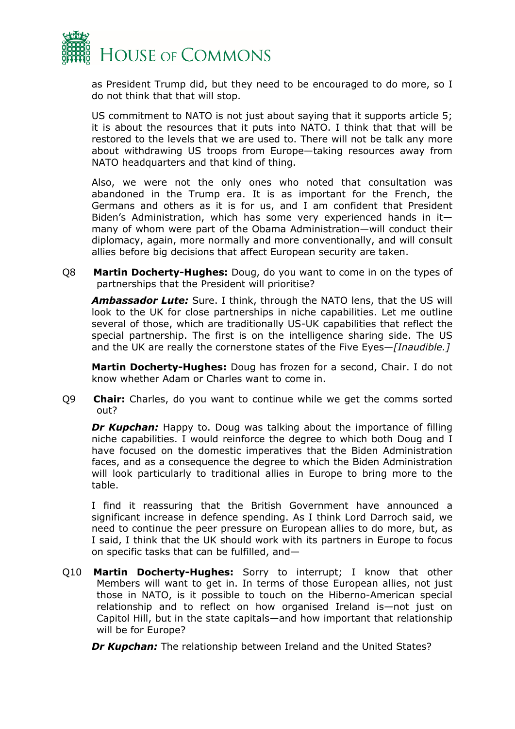as President Trump did, but they need to be encouraged to do more, so I do not think that that will stop.

US commitment to NATO is not just about saying that it supports article 5; it is about the resources that it puts into NATO. I think that that will be restored to the levels that we are used to. There will not be talk any more about withdrawing US troops from Europe—taking resources away from NATO headquarters and that kind of thing.

Also, we were not the only ones who noted that consultation was abandoned in the Trump era. It is as important for the French, the Germans and others as it is for us, and I am confident that President Biden's Administration, which has some very experienced hands in it—many of whom were part of the Obama Administration—will conduct their diplomacy, again, more normally and more conventionally, and will consult allies before big decisions that affect European security are taken.

Q8 **Martin Docherty-Hughes:** Doug, do you want to come in on the types of partnerships that the President will prioritise?

***Ambassador Lute:*** Sure. I think, through the NATO lens, that the US will look to the UK for close partnerships in niche capabilities. Let me outline several of those, which are traditionally US-UK capabilities that reflect the special partnership. The first is on the intelligence sharing side. The US and the UK are really the cornerstone states of the Five Eyes—*[Inaudible.]*

**Martin Docherty-Hughes:** Doug has frozen for a second, Chair. I do not know whether Adam or Charles want to come in.

Q9 **Chair:** Charles, do you want to continue while we get the comms sorted out?

***Dr Kupchan:*** Happy to. Doug was talking about the importance of filling niche capabilities. I would reinforce the degree to which both Doug and I have focused on the domestic imperatives that the Biden Administration faces, and as a consequence the degree to which the Biden Administration will look particularly to traditional allies in Europe to bring more to the table.

I find it reassuring that the British Government have announced a significant increase in defence spending. As I think Lord Darroch said, we need to continue the peer pressure on European allies to do more, but, as I said, I think that the UK should work with its partners in Europe to focus on specific tasks that can be fulfilled, and—

Q10 **Martin Docherty-Hughes:** Sorry to interrupt; I know that other Members will want to get in. In terms of those European allies, not just those in NATO, is it possible to touch on the Hiberno-American special relationship and to reflect on how organised Ireland is—not just on Capitol Hill, but in the state capitals—and how important that relationship will be for Europe?

***Dr Kupchan:*** The relationship between Ireland and the United States?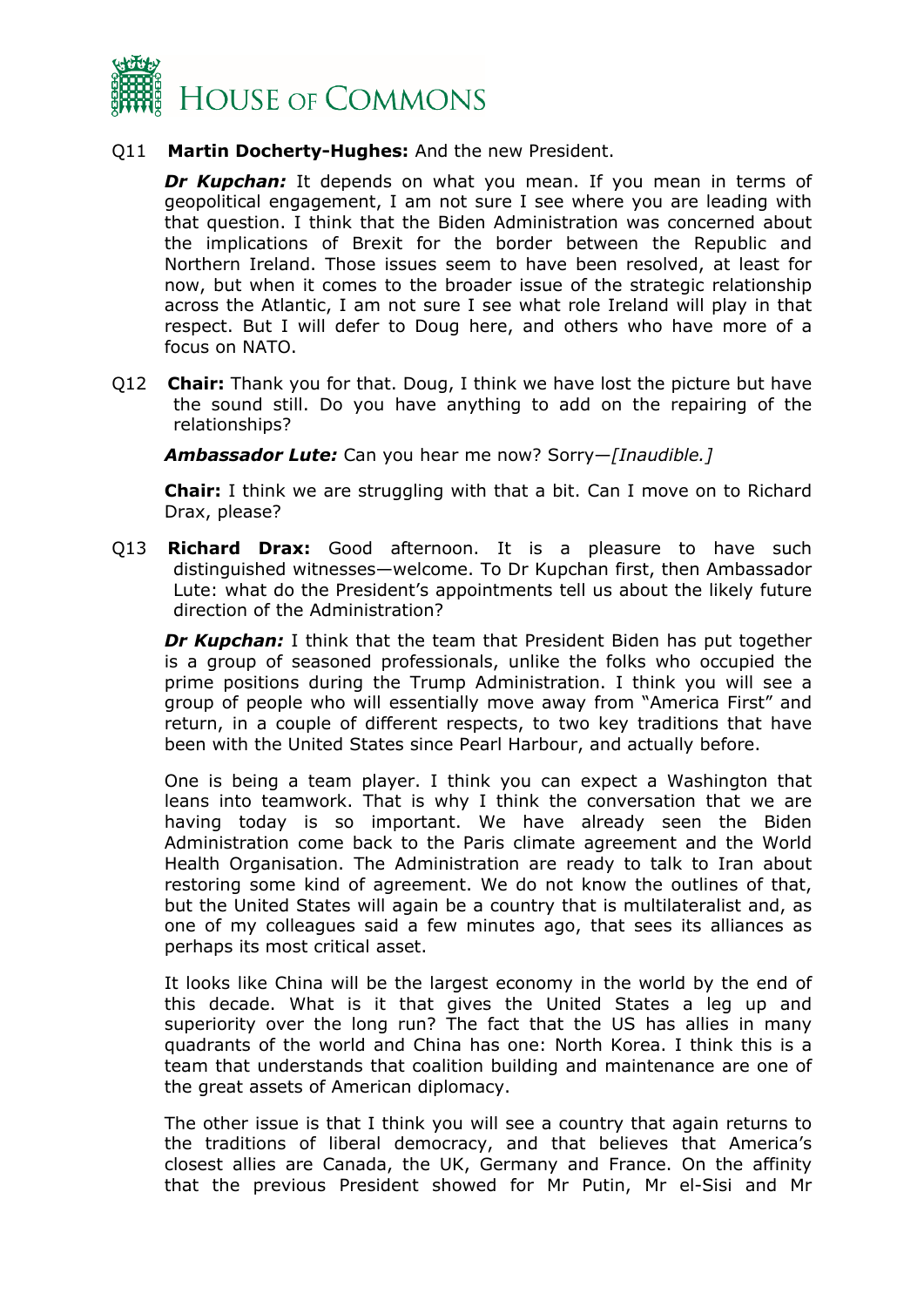Q11 **Martin Docherty-Hughes:** And the new President.

***Dr Kupchan:*** It depends on what you mean. If you mean in terms of geopolitical engagement, I am not sure I see where you are leading with that question. I think that the Biden Administration was concerned about the implications of Brexit for the border between the Republic and Northern Ireland. Those issues seem to have been resolved, at least for now, but when it comes to the broader issue of the strategic relationship across the Atlantic, I am not sure I see what role Ireland will play in that respect. But I will defer to Doug here, and others who have more of a focus on NATO.

Q12 **Chair:** Thank you for that. Doug, I think we have lost the picture but have the sound still. Do you have anything to add on the repairing of the relationships?

***Ambassador Lute:*** Can you hear me now? Sorry—*[Inaudible.]*

**Chair:** I think we are struggling with that a bit. Can I move on to Richard Drax, please?

Q13 **Richard Drax:** Good afternoon. It is a pleasure to have such distinguished witnesses—welcome. To Dr Kupchan first, then Ambassador Lute: what do the President's appointments tell us about the likely future direction of the Administration?

***Dr Kupchan:*** I think that the team that President Biden has put together is a group of seasoned professionals, unlike the folks who occupied the prime positions during the Trump Administration. I think you will see a group of people who will essentially move away from "America First" and return, in a couple of different respects, to two key traditions that have been with the United States since Pearl Harbour, and actually before.

One is being a team player. I think you can expect a Washington that leans into teamwork. That is why I think the conversation that we are having today is so important. We have already seen the Biden Administration come back to the Paris climate agreement and the World Health Organisation. The Administration are ready to talk to Iran about restoring some kind of agreement. We do not know the outlines of that, but the United States will again be a country that is multilateralist and, as one of my colleagues said a few minutes ago, that sees its alliances as perhaps its most critical asset.

It looks like China will be the largest economy in the world by the end of this decade. What is it that gives the United States a leg up and superiority over the long run? The fact that the US has allies in many quadrants of the world and China has one: North Korea. I think this is a team that understands that coalition building and maintenance are one of the great assets of American diplomacy.

The other issue is that I think you will see a country that again returns to the traditions of liberal democracy, and that believes that America's closest allies are Canada, the UK, Germany and France. On the affinity that the previous President showed for Mr Putin, Mr el-Sisi and Mr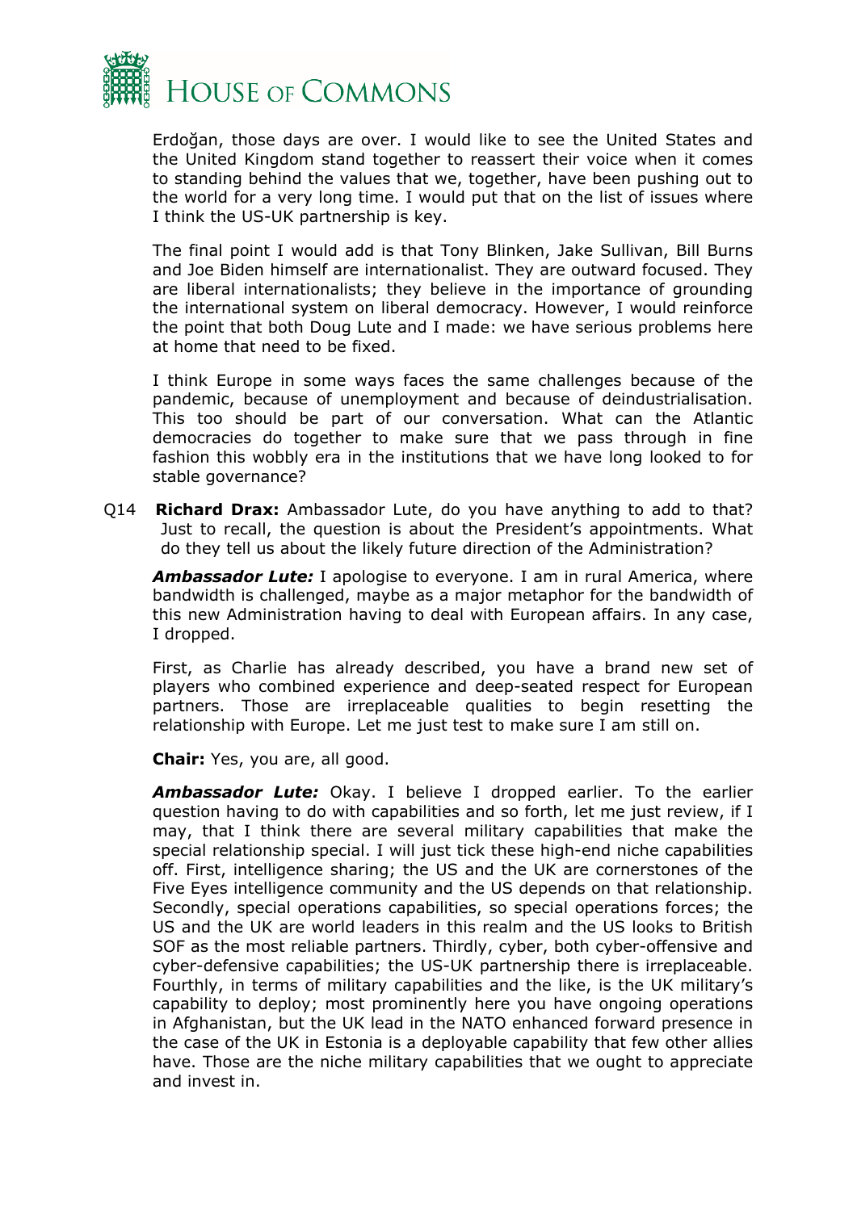Erdoğan, those days are over. I would like to see the United States and the United Kingdom stand together to reassert their voice when it comes to standing behind the values that we, together, have been pushing out to the world for a very long time. I would put that on the list of issues where I think the US-UK partnership is key.

The final point I would add is that Tony Blinken, Jake Sullivan, Bill Burns and Joe Biden himself are internationalist. They are outward focused. They are liberal internationalists; they believe in the importance of grounding the international system on liberal democracy. However, I would reinforce the point that both Doug Lute and I made: we have serious problems here at home that need to be fixed.

I think Europe in some ways faces the same challenges because of the pandemic, because of unemployment and because of deindustrialisation. This too should be part of our conversation. What can the Atlantic democracies do together to make sure that we pass through in fine fashion this wobbly era in the institutions that we have long looked to for stable governance?

Q14 **Richard Drax:** Ambassador Lute, do you have anything to add to that? Just to recall, the question is about the President's appointments. What do they tell us about the likely future direction of the Administration?

***Ambassador Lute:*** I apologise to everyone. I am in rural America, where bandwidth is challenged, maybe as a major metaphor for the bandwidth of this new Administration having to deal with European affairs. In any case, I dropped.

First, as Charlie has already described, you have a brand new set of players who combined experience and deep-seated respect for European partners. Those are irreplaceable qualities to begin resetting the relationship with Europe. Let me just test to make sure I am still on.

**Chair:** Yes, you are, all good.

***Ambassador Lute:*** Okay. I believe I dropped earlier. To the earlier question having to do with capabilities and so forth, let me just review, if I may, that I think there are several military capabilities that make the special relationship special. I will just tick these high-end niche capabilities off. First, intelligence sharing; the US and the UK are cornerstones of the Five Eyes intelligence community and the US depends on that relationship. Secondly, special operations capabilities, so special operations forces; the US and the UK are world leaders in this realm and the US looks to British SOF as the most reliable partners. Thirdly, cyber, both cyber-offensive and cyber-defensive capabilities; the US-UK partnership there is irreplaceable. Fourthly, in terms of military capabilities and the like, is the UK military's capability to deploy; most prominently here you have ongoing operations in Afghanistan, but the UK lead in the NATO enhanced forward presence in the case of the UK in Estonia is a deployable capability that few other allies have. Those are the niche military capabilities that we ought to appreciate and invest in.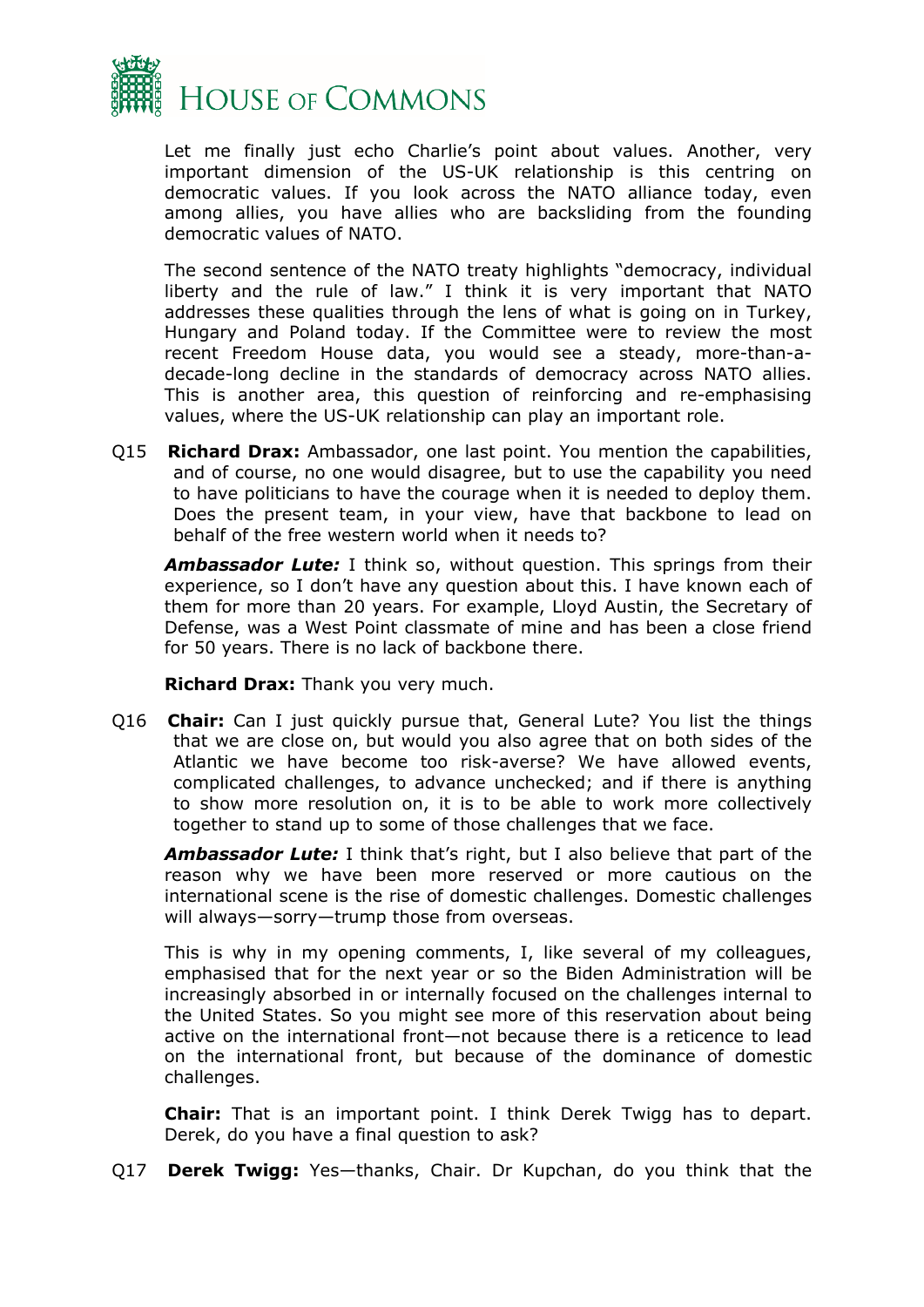Let me finally just echo Charlie's point about values. Another, very important dimension of the US-UK relationship is this centring on democratic values. If you look across the NATO alliance today, even among allies, you have allies who are backsliding from the founding democratic values of NATO.

The second sentence of the NATO treaty highlights "democracy, individual liberty and the rule of law." I think it is very important that NATO addresses these qualities through the lens of what is going on in Turkey, Hungary and Poland today. If the Committee were to review the most recent Freedom House data, you would see a steady, more-than-a-decade-long decline in the standards of democracy across NATO allies. This is another area, this question of reinforcing and re-emphasising values, where the US-UK relationship can play an important role.

Q15 **Richard Drax:** Ambassador, one last point. You mention the capabilities, and of course, no one would disagree, but to use the capability you need to have politicians to have the courage when it is needed to deploy them. Does the present team, in your view, have that backbone to lead on behalf of the free western world when it needs to?

***Ambassador Lute:*** I think so, without question. This springs from their experience, so I don't have any question about this. I have known each of them for more than 20 years. For example, Lloyd Austin, the Secretary of Defense, was a West Point classmate of mine and has been a close friend for 50 years. There is no lack of backbone there.

**Richard Drax:** Thank you very much.

Q16 **Chair:** Can I just quickly pursue that, General Lute? You list the things that we are close on, but would you also agree that on both sides of the Atlantic we have become too risk-averse? We have allowed events, complicated challenges, to advance unchecked; and if there is anything to show more resolution on, it is to be able to work more collectively together to stand up to some of those challenges that we face.

***Ambassador Lute:*** I think that's right, but I also believe that part of the reason why we have been more reserved or more cautious on the international scene is the rise of domestic challenges. Domestic challenges will always—sorry—trump those from overseas.

This is why in my opening comments, I, like several of my colleagues, emphasised that for the next year or so the Biden Administration will be increasingly absorbed in or internally focused on the challenges internal to the United States. So you might see more of this reservation about being active on the international front—not because there is a reticence to lead on the international front, but because of the dominance of domestic challenges.

**Chair:** That is an important point. I think Derek Twigg has to depart. Derek, do you have a final question to ask?

Q17 **Derek Twigg:** Yes—thanks, Chair. Dr Kupchan, do you think that the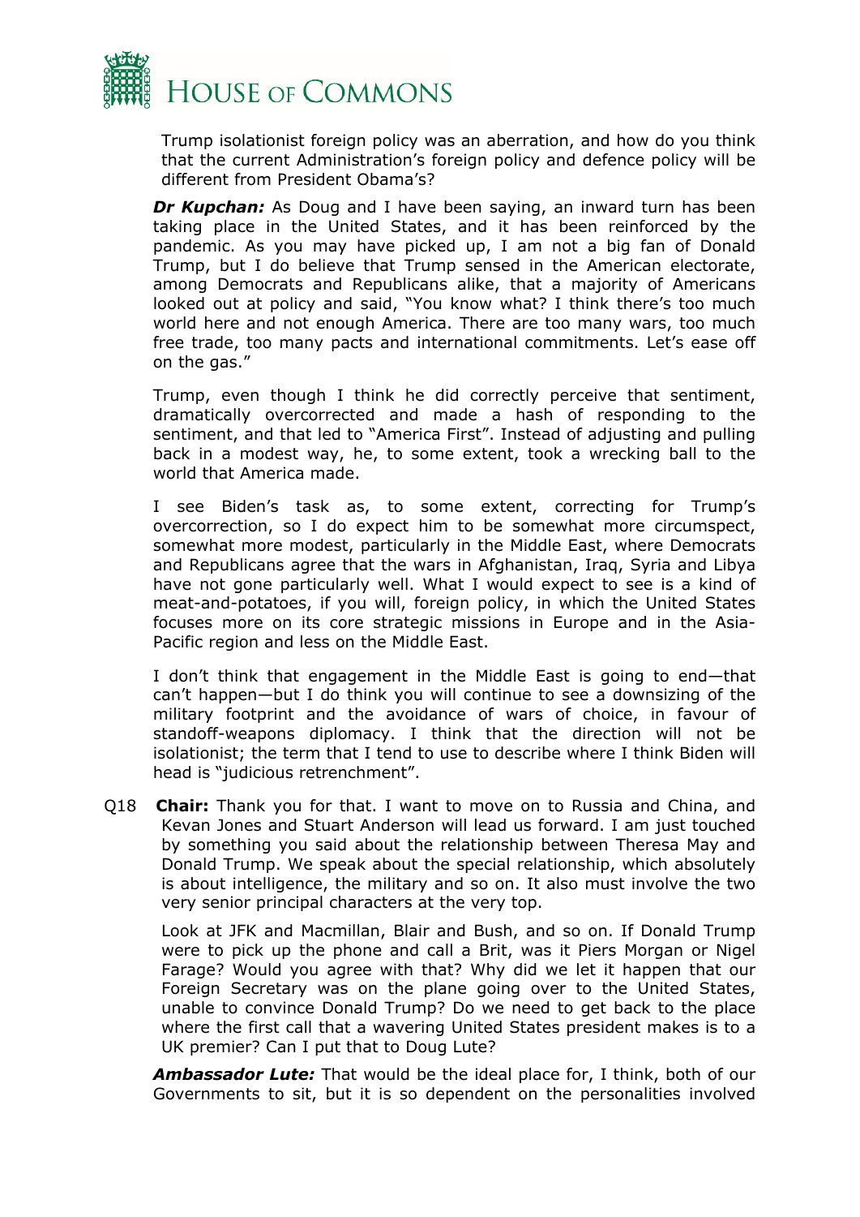Trump isolationist foreign policy was an aberration, and how do you think that the current Administration's foreign policy and defence policy will be different from President Obama's?

***Dr Kupchan:*** As Doug and I have been saying, an inward turn has been taking place in the United States, and it has been reinforced by the pandemic. As you may have picked up, I am not a big fan of Donald Trump, but I do believe that Trump sensed in the American electorate, among Democrats and Republicans alike, that a majority of Americans looked out at policy and said, "You know what? I think there's too much world here and not enough America. There are too many wars, too much free trade, too many pacts and international commitments. Let's ease off on the gas."

Trump, even though I think he did correctly perceive that sentiment, dramatically overcorrected and made a hash of responding to the sentiment, and that led to "America First". Instead of adjusting and pulling back in a modest way, he, to some extent, took a wrecking ball to the world that America made.

I see Biden's task as, to some extent, correcting for Trump's overcorrection, so I do expect him to be somewhat more circumspect, somewhat more modest, particularly in the Middle East, where Democrats and Republicans agree that the wars in Afghanistan, Iraq, Syria and Libya have not gone particularly well. What I would expect to see is a kind of meat-and-potatoes, if you will, foreign policy, in which the United States focuses more on its core strategic missions in Europe and in the Asia-Pacific region and less on the Middle East.

I don't think that engagement in the Middle East is going to end—that can't happen—but I do think you will continue to see a downsizing of the military footprint and the avoidance of wars of choice, in favour of standoff-weapons diplomacy. I think that the direction will not be isolationist; the term that I tend to use to describe where I think Biden will head is "judicious retrenchment".

Q18 **Chair:** Thank you for that. I want to move on to Russia and China, and Kevan Jones and Stuart Anderson will lead us forward. I am just touched by something you said about the relationship between Theresa May and Donald Trump. We speak about the special relationship, which absolutely is about intelligence, the military and so on. It also must involve the two very senior principal characters at the very top.

Look at JFK and Macmillan, Blair and Bush, and so on. If Donald Trump were to pick up the phone and call a Brit, was it Piers Morgan or Nigel Farage? Would you agree with that? Why did we let it happen that our Foreign Secretary was on the plane going over to the United States, unable to convince Donald Trump? Do we need to get back to the place where the first call that a wavering United States president makes is to a UK premier? Can I put that to Doug Lute?

***Ambassador Lute:*** That would be the ideal place for, I think, both of our Governments to sit, but it is so dependent on the personalities involved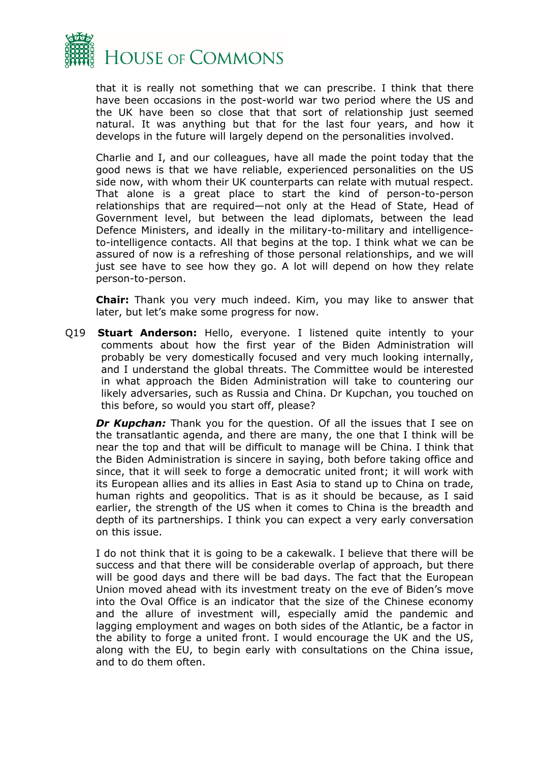that it is really not something that we can prescribe. I think that there have been occasions in the post-world war two period where the US and the UK have been so close that that sort of relationship just seemed natural. It was anything but that for the last four years, and how it develops in the future will largely depend on the personalities involved.

Charlie and I, and our colleagues, have all made the point today that the good news is that we have reliable, experienced personalities on the US side now, with whom their UK counterparts can relate with mutual respect. That alone is a great place to start the kind of person-to-person relationships that are required—not only at the Head of State, Head of Government level, but between the lead diplomats, between the lead Defence Ministers, and ideally in the military-to-military and intelligence-to-intelligence contacts. All that begins at the top. I think what we can be assured of now is a refreshing of those personal relationships, and we will just see have to see how they go. A lot will depend on how they relate person-to-person.

**Chair:** Thank you very much indeed. Kim, you may like to answer that later, but let's make some progress for now.

Q19 **Stuart Anderson:** Hello, everyone. I listened quite intently to your comments about how the first year of the Biden Administration will probably be very domestically focused and very much looking internally, and I understand the global threats. The Committee would be interested in what approach the Biden Administration will take to countering our likely adversaries, such as Russia and China. Dr Kupchan, you touched on this before, so would you start off, please?

***Dr Kupchan:*** Thank you for the question. Of all the issues that I see on the transatlantic agenda, and there are many, the one that I think will be near the top and that will be difficult to manage will be China. I think that the Biden Administration is sincere in saying, both before taking office and since, that it will seek to forge a democratic united front; it will work with its European allies and its allies in East Asia to stand up to China on trade, human rights and geopolitics. That is as it should be because, as I said earlier, the strength of the US when it comes to China is the breadth and depth of its partnerships. I think you can expect a very early conversation on this issue.

I do not think that it is going to be a cakewalk. I believe that there will be success and that there will be considerable overlap of approach, but there will be good days and there will be bad days. The fact that the European Union moved ahead with its investment treaty on the eve of Biden's move into the Oval Office is an indicator that the size of the Chinese economy and the allure of investment will, especially amid the pandemic and lagging employment and wages on both sides of the Atlantic, be a factor in the ability to forge a united front. I would encourage the UK and the US, along with the EU, to begin early with consultations on the China issue, and to do them often.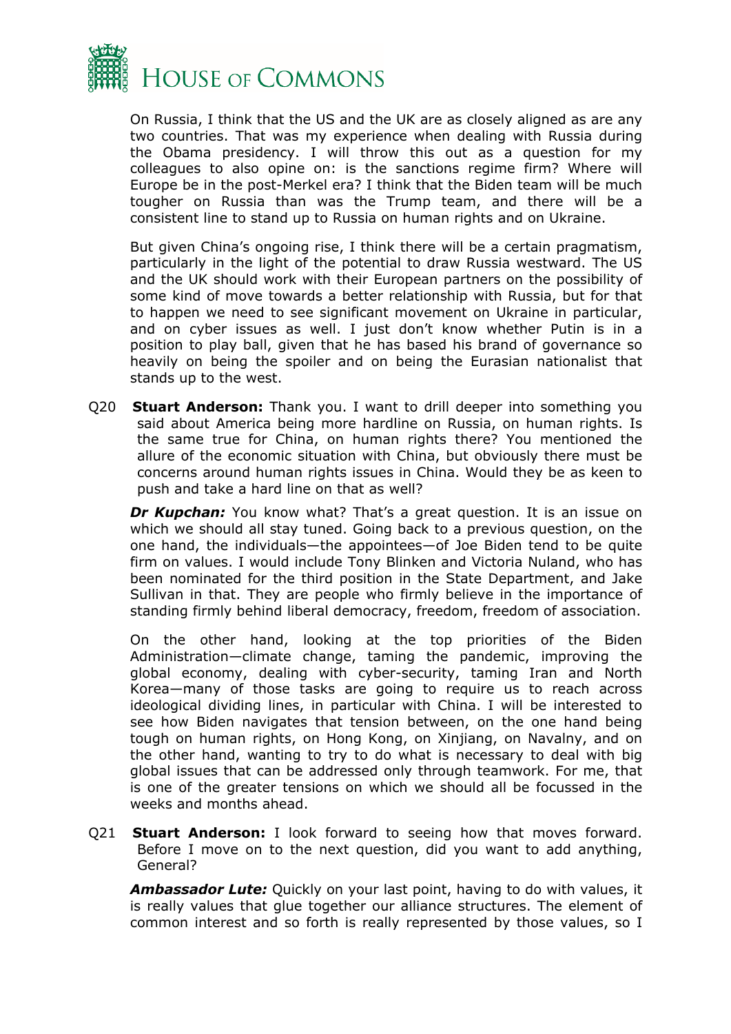On Russia, I think that the US and the UK are as closely aligned as are any two countries. That was my experience when dealing with Russia during the Obama presidency. I will throw this out as a question for my colleagues to also opine on: is the sanctions regime firm? Where will Europe be in the post-Merkel era? I think that the Biden team will be much tougher on Russia than was the Trump team, and there will be a consistent line to stand up to Russia on human rights and on Ukraine.

But given China's ongoing rise, I think there will be a certain pragmatism, particularly in the light of the potential to draw Russia westward. The US and the UK should work with their European partners on the possibility of some kind of move towards a better relationship with Russia, but for that to happen we need to see significant movement on Ukraine in particular, and on cyber issues as well. I just don't know whether Putin is in a position to play ball, given that he has based his brand of governance so heavily on being the spoiler and on being the Eurasian nationalist that stands up to the west.

Q20 **Stuart Anderson:** Thank you. I want to drill deeper into something you said about America being more hardline on Russia, on human rights. Is the same true for China, on human rights there? You mentioned the allure of the economic situation with China, but obviously there must be concerns around human rights issues in China. Would they be as keen to push and take a hard line on that as well?

***Dr Kupchan:*** You know what? That's a great question. It is an issue on which we should all stay tuned. Going back to a previous question, on the one hand, the individuals—the appointees—of Joe Biden tend to be quite firm on values. I would include Tony Blinken and Victoria Nuland, who has been nominated for the third position in the State Department, and Jake Sullivan in that. They are people who firmly believe in the importance of standing firmly behind liberal democracy, freedom, freedom of association.

On the other hand, looking at the top priorities of the Biden Administration—climate change, taming the pandemic, improving the global economy, dealing with cyber-security, taming Iran and North Korea—many of those tasks are going to require us to reach across ideological dividing lines, in particular with China. I will be interested to see how Biden navigates that tension between, on the one hand being tough on human rights, on Hong Kong, on Xinjiang, on Navalny, and on the other hand, wanting to try to do what is necessary to deal with big global issues that can be addressed only through teamwork. For me, that is one of the greater tensions on which we should all be focussed in the weeks and months ahead.

Q21 **Stuart Anderson:** I look forward to seeing how that moves forward. Before I move on to the next question, did you want to add anything, General?

***Ambassador Lute:*** Quickly on your last point, having to do with values, it is really values that glue together our alliance structures. The element of common interest and so forth is really represented by those values, so I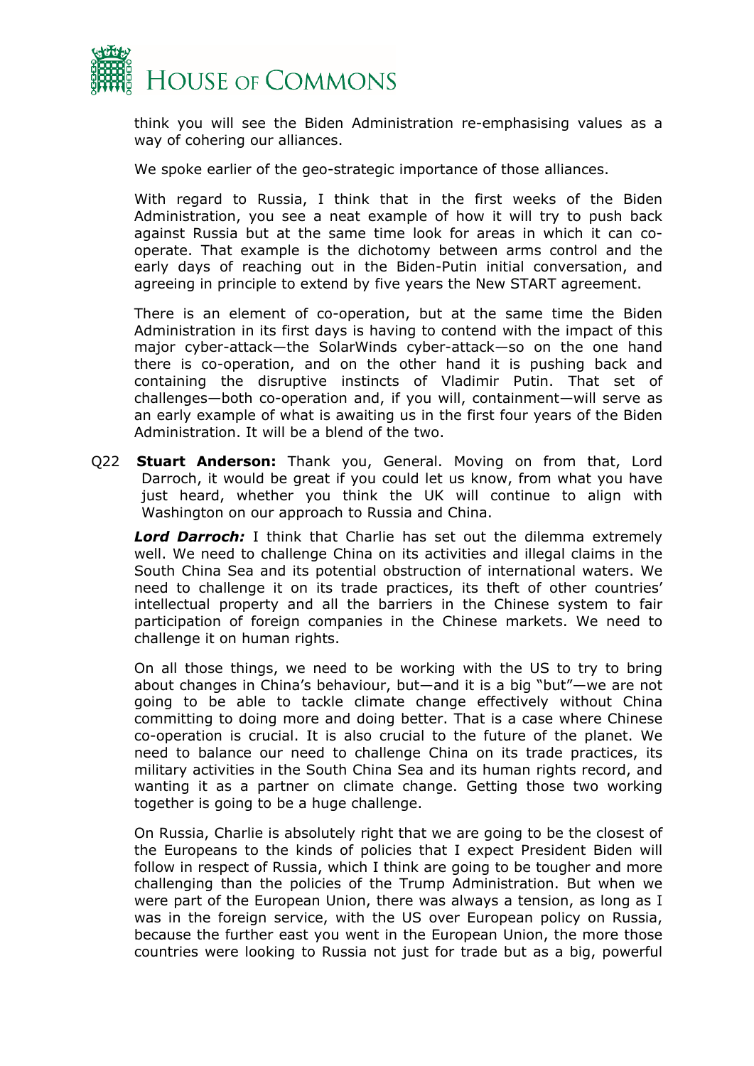think you will see the Biden Administration re-emphasising values as a way of cohering our alliances.

We spoke earlier of the geo-strategic importance of those alliances.

With regard to Russia, I think that in the first weeks of the Biden Administration, you see a neat example of how it will try to push back against Russia but at the same time look for areas in which it can co-operate. That example is the dichotomy between arms control and the early days of reaching out in the Biden-Putin initial conversation, and agreeing in principle to extend by five years the New START agreement.

There is an element of co-operation, but at the same time the Biden Administration in its first days is having to contend with the impact of this major cyber-attack—the SolarWinds cyber-attack—so on the one hand there is co-operation, and on the other hand it is pushing back and containing the disruptive instincts of Vladimir Putin. That set of challenges—both co-operation and, if you will, containment—will serve as an early example of what is awaiting us in the first four years of the Biden Administration. It will be a blend of the two.

Q22 **Stuart Anderson:** Thank you, General. Moving on from that, Lord Darroch, it would be great if you could let us know, from what you have just heard, whether you think the UK will continue to align with Washington on our approach to Russia and China.

***Lord Darroch:*** I think that Charlie has set out the dilemma extremely well. We need to challenge China on its activities and illegal claims in the South China Sea and its potential obstruction of international waters. We need to challenge it on its trade practices, its theft of other countries' intellectual property and all the barriers in the Chinese system to fair participation of foreign companies in the Chinese markets. We need to challenge it on human rights.

On all those things, we need to be working with the US to try to bring about changes in China's behaviour, but—and it is a big "but"—we are not going to be able to tackle climate change effectively without China committing to doing more and doing better. That is a case where Chinese co-operation is crucial. It is also crucial to the future of the planet. We need to balance our need to challenge China on its trade practices, its military activities in the South China Sea and its human rights record, and wanting it as a partner on climate change. Getting those two working together is going to be a huge challenge.

On Russia, Charlie is absolutely right that we are going to be the closest of the Europeans to the kinds of policies that I expect President Biden will follow in respect of Russia, which I think are going to be tougher and more challenging than the policies of the Trump Administration. But when we were part of the European Union, there was always a tension, as long as I was in the foreign service, with the US over European policy on Russia, because the further east you went in the European Union, the more those countries were looking to Russia not just for trade but as a big, powerful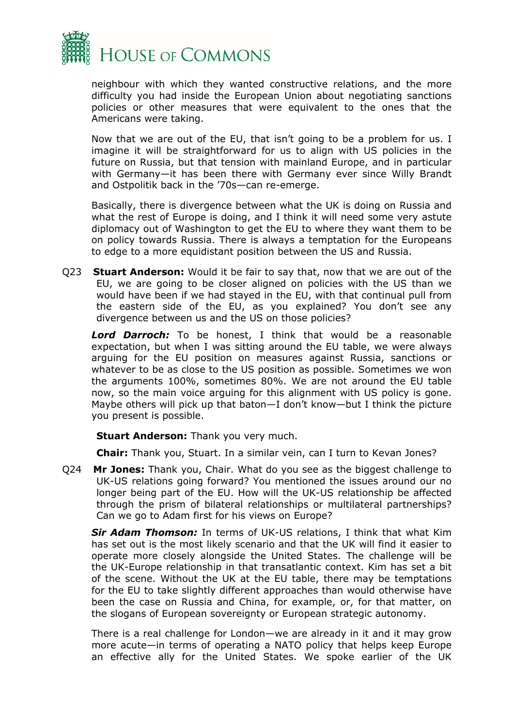neighbour with which they wanted constructive relations, and the more difficulty you had inside the European Union about negotiating sanctions policies or other measures that were equivalent to the ones that the Americans were taking.

Now that we are out of the EU, that isn't going to be a problem for us. I imagine it will be straightforward for us to align with US policies in the future on Russia, but that tension with mainland Europe, and in particular with Germany—it has been there with Germany ever since Willy Brandt and Ostpolitik back in the '70s—can re-emerge.

Basically, there is divergence between what the UK is doing on Russia and what the rest of Europe is doing, and I think it will need some very astute diplomacy out of Washington to get the EU to where they want them to be on policy towards Russia. There is always a temptation for the Europeans to edge to a more equidistant position between the US and Russia.

Q23 **Stuart Anderson:** Would it be fair to say that, now that we are out of the EU, we are going to be closer aligned on policies with the US than we would have been if we had stayed in the EU, with that continual pull from the eastern side of the EU, as you explained? You don't see any divergence between us and the US on those policies?

***Lord Darroch:*** To be honest, I think that would be a reasonable expectation, but when I was sitting around the EU table, we were always arguing for the EU position on measures against Russia, sanctions or whatever to be as close to the US position as possible. Sometimes we won the arguments 100%, sometimes 80%. We are not around the EU table now, so the main voice arguing for this alignment with US policy is gone. Maybe others will pick up that baton—I don't know—but I think the picture you present is possible.

**Stuart Anderson:** Thank you very much.

**Chair:** Thank you, Stuart. In a similar vein, can I turn to Kevan Jones?

Q24 **Mr Jones:** Thank you, Chair. What do you see as the biggest challenge to UK-US relations going forward? You mentioned the issues around our no longer being part of the EU. How will the UK-US relationship be affected through the prism of bilateral relationships or multilateral partnerships? Can we go to Adam first for his views on Europe?

***Sir Adam Thomson:*** In terms of UK-US relations, I think that what Kim has set out is the most likely scenario and that the UK will find it easier to operate more closely alongside the United States. The challenge will be the UK-Europe relationship in that transatlantic context. Kim has set a bit of the scene. Without the UK at the EU table, there may be temptations for the EU to take slightly different approaches than would otherwise have been the case on Russia and China, for example, or, for that matter, on the slogans of European sovereignty or European strategic autonomy.

There is a real challenge for London—we are already in it and it may grow more acute—in terms of operating a NATO policy that helps keep Europe an effective ally for the United States. We spoke earlier of the UK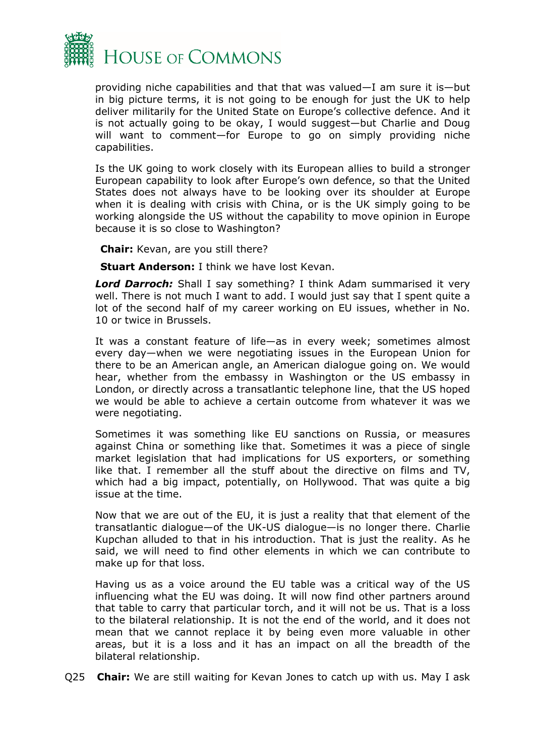providing niche capabilities and that that was valued—I am sure it is—but in big picture terms, it is not going to be enough for just the UK to help deliver militarily for the United State on Europe's collective defence. And it is not actually going to be okay, I would suggest—but Charlie and Doug will want to comment—for Europe to go on simply providing niche capabilities.

Is the UK going to work closely with its European allies to build a stronger European capability to look after Europe's own defence, so that the United States does not always have to be looking over its shoulder at Europe when it is dealing with crisis with China, or is the UK simply going to be working alongside the US without the capability to move opinion in Europe because it is so close to Washington?

**Chair:** Kevan, are you still there?

**Stuart Anderson:** I think we have lost Kevan.

***Lord Darroch:*** Shall I say something? I think Adam summarised it very well. There is not much I want to add. I would just say that I spent quite a lot of the second half of my career working on EU issues, whether in No. 10 or twice in Brussels.

It was a constant feature of life—as in every week; sometimes almost every day—when we were negotiating issues in the European Union for there to be an American angle, an American dialogue going on. We would hear, whether from the embassy in Washington or the US embassy in London, or directly across a transatlantic telephone line, that the US hoped we would be able to achieve a certain outcome from whatever it was we were negotiating.

Sometimes it was something like EU sanctions on Russia, or measures against China or something like that. Sometimes it was a piece of single market legislation that had implications for US exporters, or something like that. I remember all the stuff about the directive on films and TV, which had a big impact, potentially, on Hollywood. That was quite a big issue at the time.

Now that we are out of the EU, it is just a reality that that element of the transatlantic dialogue—of the UK-US dialogue—is no longer there. Charlie Kupchan alluded to that in his introduction. That is just the reality. As he said, we will need to find other elements in which we can contribute to make up for that loss.

Having us as a voice around the EU table was a critical way of the US influencing what the EU was doing. It will now find other partners around that table to carry that particular torch, and it will not be us. That is a loss to the bilateral relationship. It is not the end of the world, and it does not mean that we cannot replace it by being even more valuable in other areas, but it is a loss and it has an impact on all the breadth of the bilateral relationship.

Q25 **Chair:** We are still waiting for Kevan Jones to catch up with us. May I ask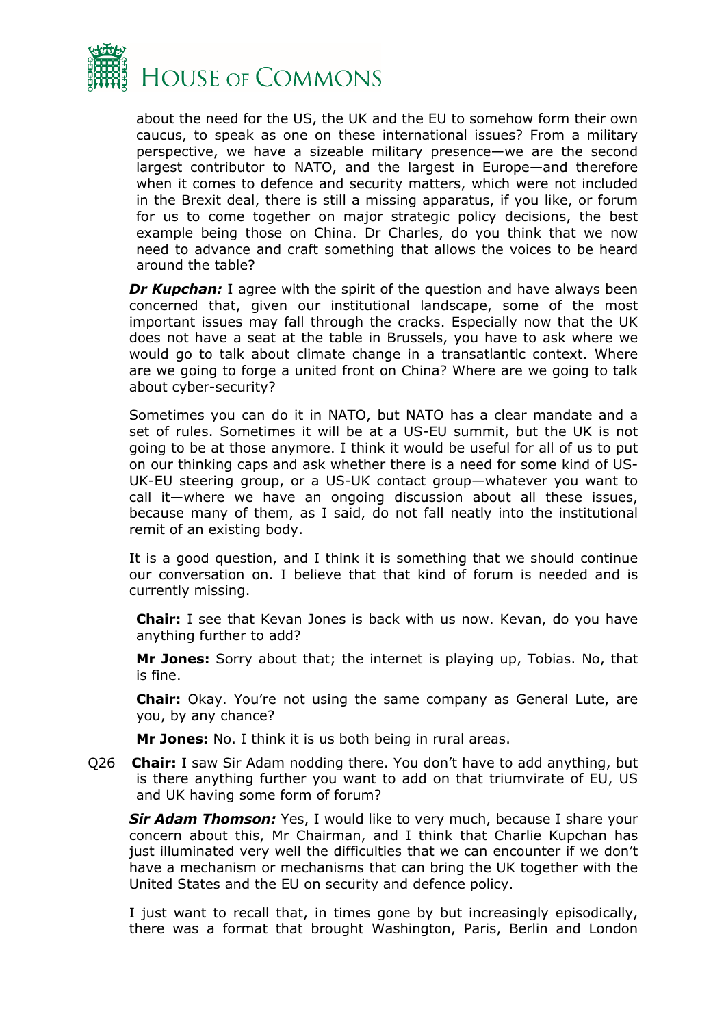about the need for the US, the UK and the EU to somehow form their own caucus, to speak as one on these international issues? From a military perspective, we have a sizeable military presence—we are the second largest contributor to NATO, and the largest in Europe—and therefore when it comes to defence and security matters, which were not included in the Brexit deal, there is still a missing apparatus, if you like, or forum for us to come together on major strategic policy decisions, the best example being those on China. Dr Charles, do you think that we now need to advance and craft something that allows the voices to be heard around the table?

***Dr Kupchan:*** I agree with the spirit of the question and have always been concerned that, given our institutional landscape, some of the most important issues may fall through the cracks. Especially now that the UK does not have a seat at the table in Brussels, you have to ask where we would go to talk about climate change in a transatlantic context. Where are we going to forge a united front on China? Where are we going to talk about cyber-security?

Sometimes you can do it in NATO, but NATO has a clear mandate and a set of rules. Sometimes it will be at a US-EU summit, but the UK is not going to be at those anymore. I think it would be useful for all of us to put on our thinking caps and ask whether there is a need for some kind of US-UK-EU steering group, or a US-UK contact group—whatever you want to call it—where we have an ongoing discussion about all these issues, because many of them, as I said, do not fall neatly into the institutional remit of an existing body.

It is a good question, and I think it is something that we should continue our conversation on. I believe that that kind of forum is needed and is currently missing.

**Chair:** I see that Kevan Jones is back with us now. Kevan, do you have anything further to add?

**Mr Jones:** Sorry about that; the internet is playing up, Tobias. No, that is fine.

**Chair:** Okay. You're not using the same company as General Lute, are you, by any chance?

**Mr Jones:** No. I think it is us both being in rural areas.

Q26 **Chair:** I saw Sir Adam nodding there. You don't have to add anything, but is there anything further you want to add on that triumvirate of EU, US and UK having some form of forum?

***Sir Adam Thomson:*** Yes, I would like to very much, because I share your concern about this, Mr Chairman, and I think that Charlie Kupchan has just illuminated very well the difficulties that we can encounter if we don't have a mechanism or mechanisms that can bring the UK together with the United States and the EU on security and defence policy.

I just want to recall that, in times gone by but increasingly episodically, there was a format that brought Washington, Paris, Berlin and London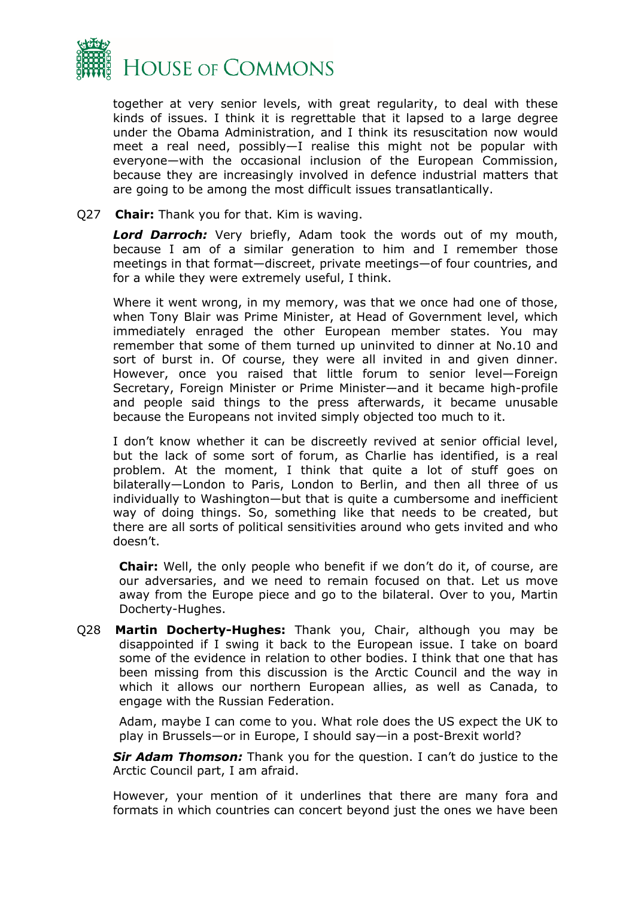together at very senior levels, with great regularity, to deal with these kinds of issues. I think it is regrettable that it lapsed to a large degree under the Obama Administration, and I think its resuscitation now would meet a real need, possibly—I realise this might not be popular with everyone—with the occasional inclusion of the European Commission, because they are increasingly involved in defence industrial matters that are going to be among the most difficult issues transatlantically.

Q27 **Chair:** Thank you for that. Kim is waving.

***Lord Darroch:*** Very briefly, Adam took the words out of my mouth, because I am of a similar generation to him and I remember those meetings in that format—discreet, private meetings—of four countries, and for a while they were extremely useful, I think.

Where it went wrong, in my memory, was that we once had one of those, when Tony Blair was Prime Minister, at Head of Government level, which immediately enraged the other European member states. You may remember that some of them turned up uninvited to dinner at No.10 and sort of burst in. Of course, they were all invited in and given dinner. However, once you raised that little forum to senior level—Foreign Secretary, Foreign Minister or Prime Minister—and it became high-profile and people said things to the press afterwards, it became unusable because the Europeans not invited simply objected too much to it.

I don't know whether it can be discreetly revived at senior official level, but the lack of some sort of forum, as Charlie has identified, is a real problem. At the moment, I think that quite a lot of stuff goes on bilaterally—London to Paris, London to Berlin, and then all three of us individually to Washington—but that is quite a cumbersome and inefficient way of doing things. So, something like that needs to be created, but there are all sorts of political sensitivities around who gets invited and who doesn't.

**Chair:** Well, the only people who benefit if we don't do it, of course, are our adversaries, and we need to remain focused on that. Let us move away from the Europe piece and go to the bilateral. Over to you, Martin Docherty-Hughes.

Q28 **Martin Docherty-Hughes:** Thank you, Chair, although you may be disappointed if I swing it back to the European issue. I take on board some of the evidence in relation to other bodies. I think that one that has been missing from this discussion is the Arctic Council and the way in which it allows our northern European allies, as well as Canada, to engage with the Russian Federation.

Adam, maybe I can come to you. What role does the US expect the UK to play in Brussels—or in Europe, I should say—in a post-Brexit world?

***Sir Adam Thomson:*** Thank you for the question. I can't do justice to the Arctic Council part, I am afraid.

However, your mention of it underlines that there are many fora and formats in which countries can concert beyond just the ones we have been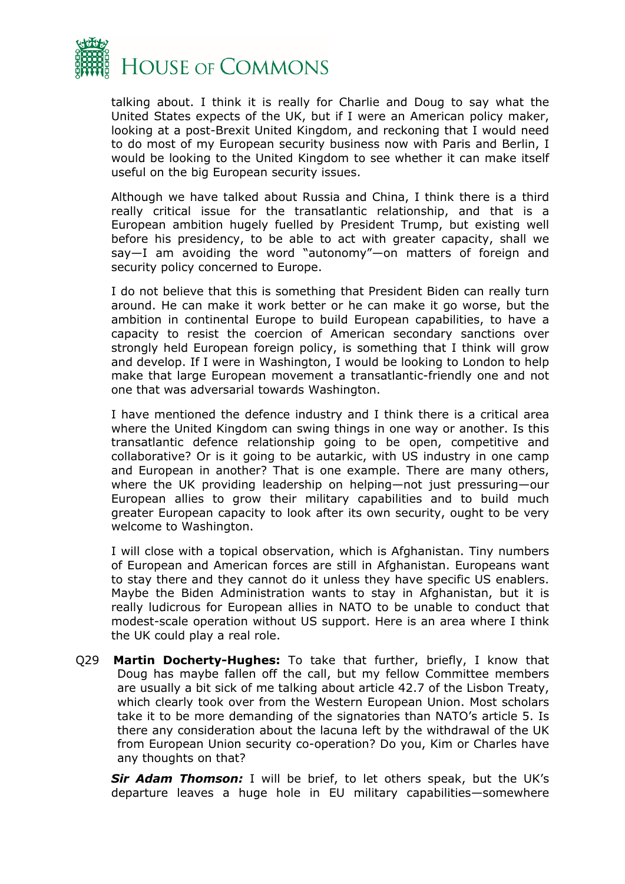talking about. I think it is really for Charlie and Doug to say what the United States expects of the UK, but if I were an American policy maker, looking at a post-Brexit United Kingdom, and reckoning that I would need to do most of my European security business now with Paris and Berlin, I would be looking to the United Kingdom to see whether it can make itself useful on the big European security issues.

Although we have talked about Russia and China, I think there is a third really critical issue for the transatlantic relationship, and that is a European ambition hugely fuelled by President Trump, but existing well before his presidency, to be able to act with greater capacity, shall we say—I am avoiding the word "autonomy"—on matters of foreign and security policy concerned to Europe.

I do not believe that this is something that President Biden can really turn around. He can make it work better or he can make it go worse, but the ambition in continental Europe to build European capabilities, to have a capacity to resist the coercion of American secondary sanctions over strongly held European foreign policy, is something that I think will grow and develop. If I were in Washington, I would be looking to London to help make that large European movement a transatlantic-friendly one and not one that was adversarial towards Washington.

I have mentioned the defence industry and I think there is a critical area where the United Kingdom can swing things in one way or another. Is this transatlantic defence relationship going to be open, competitive and collaborative? Or is it going to be autarkic, with US industry in one camp and European in another? That is one example. There are many others, where the UK providing leadership on helping—not just pressuring—our European allies to grow their military capabilities and to build much greater European capacity to look after its own security, ought to be very welcome to Washington.

I will close with a topical observation, which is Afghanistan. Tiny numbers of European and American forces are still in Afghanistan. Europeans want to stay there and they cannot do it unless they have specific US enablers. Maybe the Biden Administration wants to stay in Afghanistan, but it is really ludicrous for European allies in NATO to be unable to conduct that modest-scale operation without US support. Here is an area where I think the UK could play a real role.

Q29 **Martin Docherty-Hughes:** To take that further, briefly, I know that Doug has maybe fallen off the call, but my fellow Committee members are usually a bit sick of me talking about article 42.7 of the Lisbon Treaty, which clearly took over from the Western European Union. Most scholars take it to be more demanding of the signatories than NATO's article 5. Is there any consideration about the lacuna left by the withdrawal of the UK from European Union security co-operation? Do you, Kim or Charles have any thoughts on that?

***Sir Adam Thomson:*** I will be brief, to let others speak, but the UK's departure leaves a huge hole in EU military capabilities—somewhere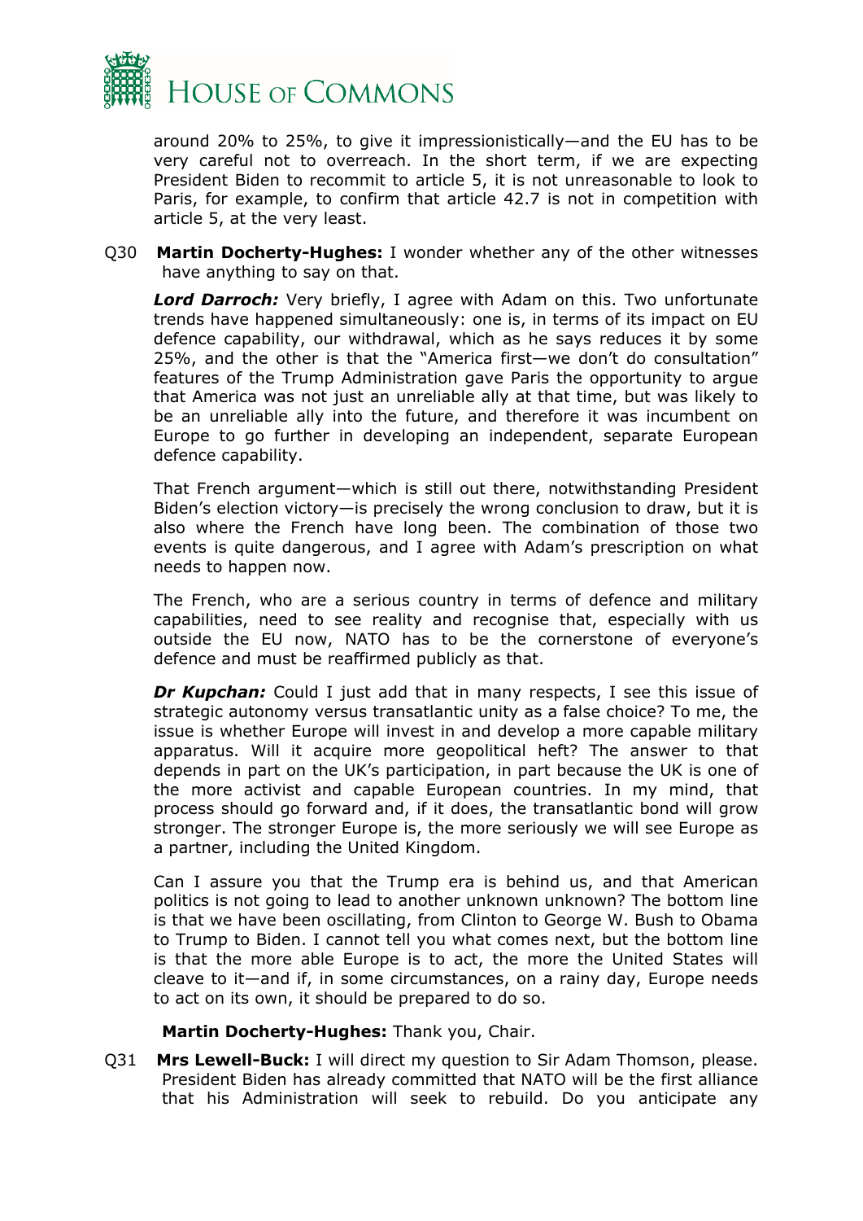around 20% to 25%, to give it impressionistically—and the EU has to be very careful not to overreach. In the short term, if we are expecting President Biden to recommit to article 5, it is not unreasonable to look to Paris, for example, to confirm that article 42.7 is not in competition with article 5, at the very least.

Q30 **Martin Docherty-Hughes:** I wonder whether any of the other witnesses have anything to say on that.

***Lord Darroch:*** Very briefly, I agree with Adam on this. Two unfortunate trends have happened simultaneously: one is, in terms of its impact on EU defence capability, our withdrawal, which as he says reduces it by some 25%, and the other is that the "America first—we don't do consultation" features of the Trump Administration gave Paris the opportunity to argue that America was not just an unreliable ally at that time, but was likely to be an unreliable ally into the future, and therefore it was incumbent on Europe to go further in developing an independent, separate European defence capability.

That French argument—which is still out there, notwithstanding President Biden's election victory—is precisely the wrong conclusion to draw, but it is also where the French have long been. The combination of those two events is quite dangerous, and I agree with Adam's prescription on what needs to happen now.

The French, who are a serious country in terms of defence and military capabilities, need to see reality and recognise that, especially with us outside the EU now, NATO has to be the cornerstone of everyone's defence and must be reaffirmed publicly as that.

***Dr Kupchan:*** Could I just add that in many respects, I see this issue of strategic autonomy versus transatlantic unity as a false choice? To me, the issue is whether Europe will invest in and develop a more capable military apparatus. Will it acquire more geopolitical heft? The answer to that depends in part on the UK's participation, in part because the UK is one of the more activist and capable European countries. In my mind, that process should go forward and, if it does, the transatlantic bond will grow stronger. The stronger Europe is, the more seriously we will see Europe as a partner, including the United Kingdom.

Can I assure you that the Trump era is behind us, and that American politics is not going to lead to another unknown unknown? The bottom line is that we have been oscillating, from Clinton to George W. Bush to Obama to Trump to Biden. I cannot tell you what comes next, but the bottom line is that the more able Europe is to act, the more the United States will cleave to it—and if, in some circumstances, on a rainy day, Europe needs to act on its own, it should be prepared to do so.

**Martin Docherty-Hughes:** Thank you, Chair.

Q31 **Mrs Lewell-Buck:** I will direct my question to Sir Adam Thomson, please. President Biden has already committed that NATO will be the first alliance that his Administration will seek to rebuild. Do you anticipate any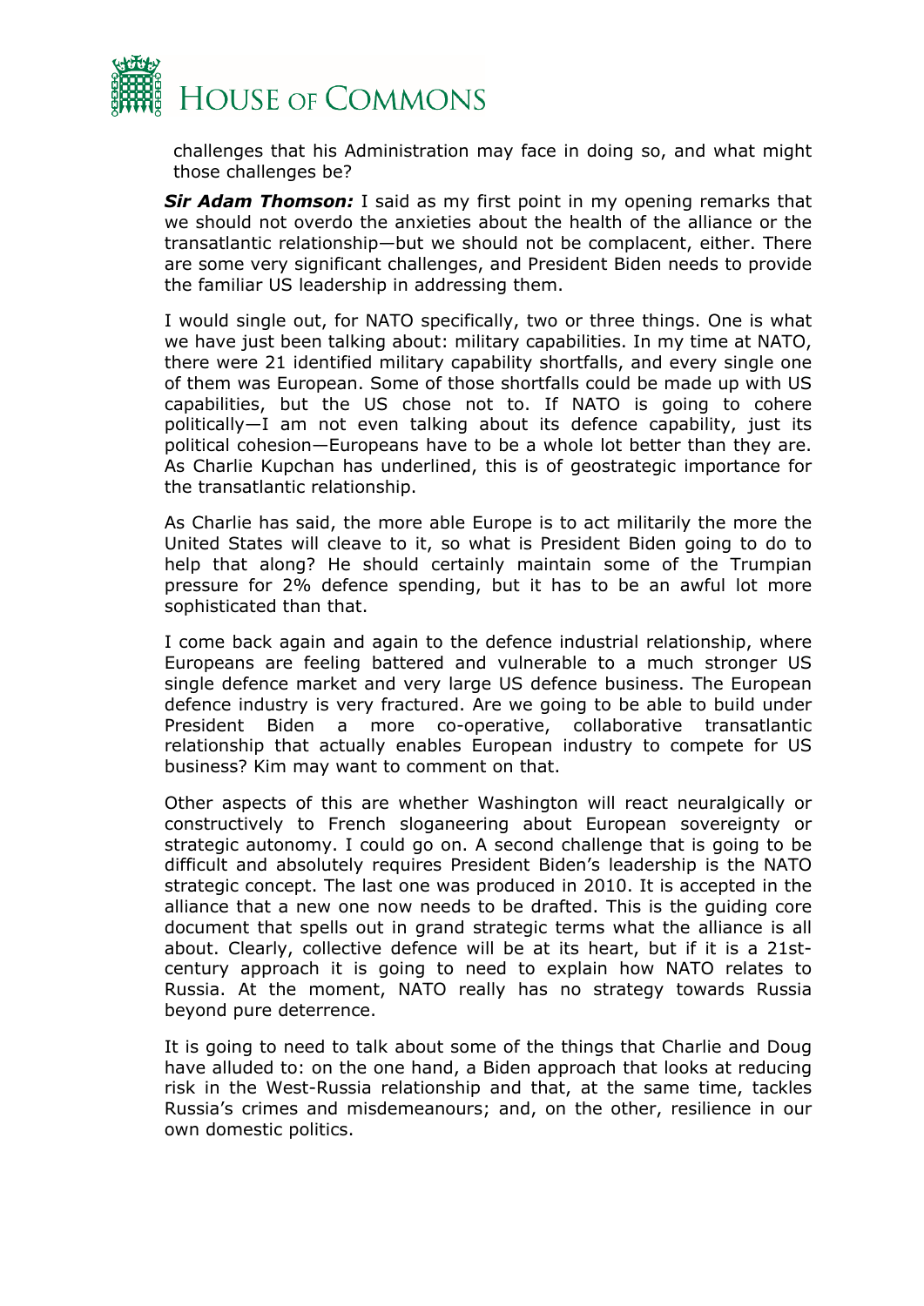challenges that his Administration may face in doing so, and what might those challenges be?

***Sir Adam Thomson:*** I said as my first point in my opening remarks that we should not overdo the anxieties about the health of the alliance or the transatlantic relationship—but we should not be complacent, either. There are some very significant challenges, and President Biden needs to provide the familiar US leadership in addressing them.

I would single out, for NATO specifically, two or three things. One is what we have just been talking about: military capabilities. In my time at NATO, there were 21 identified military capability shortfalls, and every single one of them was European. Some of those shortfalls could be made up with US capabilities, but the US chose not to. If NATO is going to cohere politically—I am not even talking about its defence capability, just its political cohesion—Europeans have to be a whole lot better than they are. As Charlie Kupchan has underlined, this is of geostrategic importance for the transatlantic relationship.

As Charlie has said, the more able Europe is to act militarily the more the United States will cleave to it, so what is President Biden going to do to help that along? He should certainly maintain some of the Trumpian pressure for 2% defence spending, but it has to be an awful lot more sophisticated than that.

I come back again and again to the defence industrial relationship, where Europeans are feeling battered and vulnerable to a much stronger US single defence market and very large US defence business. The European defence industry is very fractured. Are we going to be able to build under President Biden a more co-operative, collaborative transatlantic relationship that actually enables European industry to compete for US business? Kim may want to comment on that.

Other aspects of this are whether Washington will react neuralgically or constructively to French sloganeering about European sovereignty or strategic autonomy. I could go on. A second challenge that is going to be difficult and absolutely requires President Biden's leadership is the NATO strategic concept. The last one was produced in 2010. It is accepted in the alliance that a new one now needs to be drafted. This is the guiding core document that spells out in grand strategic terms what the alliance is all about. Clearly, collective defence will be at its heart, but if it is a 21st-century approach it is going to need to explain how NATO relates to Russia. At the moment, NATO really has no strategy towards Russia beyond pure deterrence.

It is going to need to talk about some of the things that Charlie and Doug have alluded to: on the one hand, a Biden approach that looks at reducing risk in the West-Russia relationship and that, at the same time, tackles Russia's crimes and misdemeanours; and, on the other, resilience in our own domestic politics.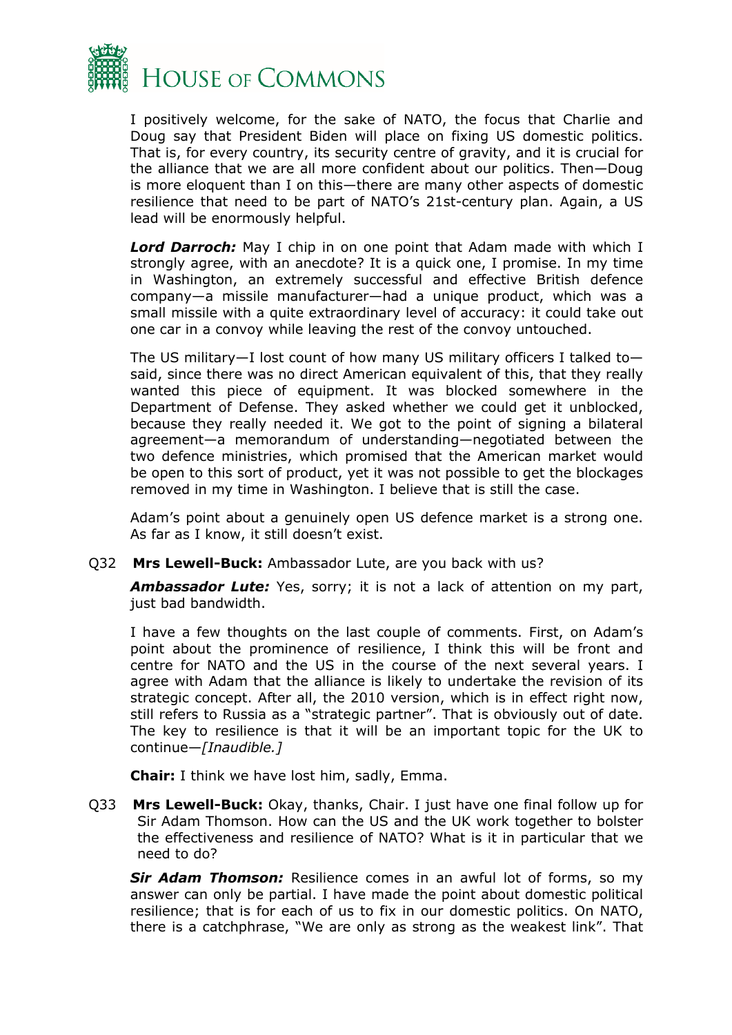I positively welcome, for the sake of NATO, the focus that Charlie and Doug say that President Biden will place on fixing US domestic politics. That is, for every country, its security centre of gravity, and it is crucial for the alliance that we are all more confident about our politics. Then—Doug is more eloquent than I on this—there are many other aspects of domestic resilience that need to be part of NATO's 21st-century plan. Again, a US lead will be enormously helpful.

***Lord Darroch:*** May I chip in on one point that Adam made with which I strongly agree, with an anecdote? It is a quick one, I promise. In my time in Washington, an extremely successful and effective British defence company—a missile manufacturer—had a unique product, which was a small missile with a quite extraordinary level of accuracy: it could take out one car in a convoy while leaving the rest of the convoy untouched.

The US military—I lost count of how many US military officers I talked to—said, since there was no direct American equivalent of this, that they really wanted this piece of equipment. It was blocked somewhere in the Department of Defense. They asked whether we could get it unblocked, because they really needed it. We got to the point of signing a bilateral agreement—a memorandum of understanding—negotiated between the two defence ministries, which promised that the American market would be open to this sort of product, yet it was not possible to get the blockages removed in my time in Washington. I believe that is still the case.

Adam's point about a genuinely open US defence market is a strong one. As far as I know, it still doesn't exist.

Q32 **Mrs Lewell-Buck:** Ambassador Lute, are you back with us?

***Ambassador Lute:*** Yes, sorry; it is not a lack of attention on my part, just bad bandwidth.

I have a few thoughts on the last couple of comments. First, on Adam's point about the prominence of resilience, I think this will be front and centre for NATO and the US in the course of the next several years. I agree with Adam that the alliance is likely to undertake the revision of its strategic concept. After all, the 2010 version, which is in effect right now, still refers to Russia as a "strategic partner". That is obviously out of date. The key to resilience is that it will be an important topic for the UK to continue—*[Inaudible.]*

**Chair:** I think we have lost him, sadly, Emma.

Q33 **Mrs Lewell-Buck:** Okay, thanks, Chair. I just have one final follow up for Sir Adam Thomson. How can the US and the UK work together to bolster the effectiveness and resilience of NATO? What is it in particular that we need to do?

***Sir Adam Thomson:*** Resilience comes in an awful lot of forms, so my answer can only be partial. I have made the point about domestic political resilience; that is for each of us to fix in our domestic politics. On NATO, there is a catchphrase, "We are only as strong as the weakest link". That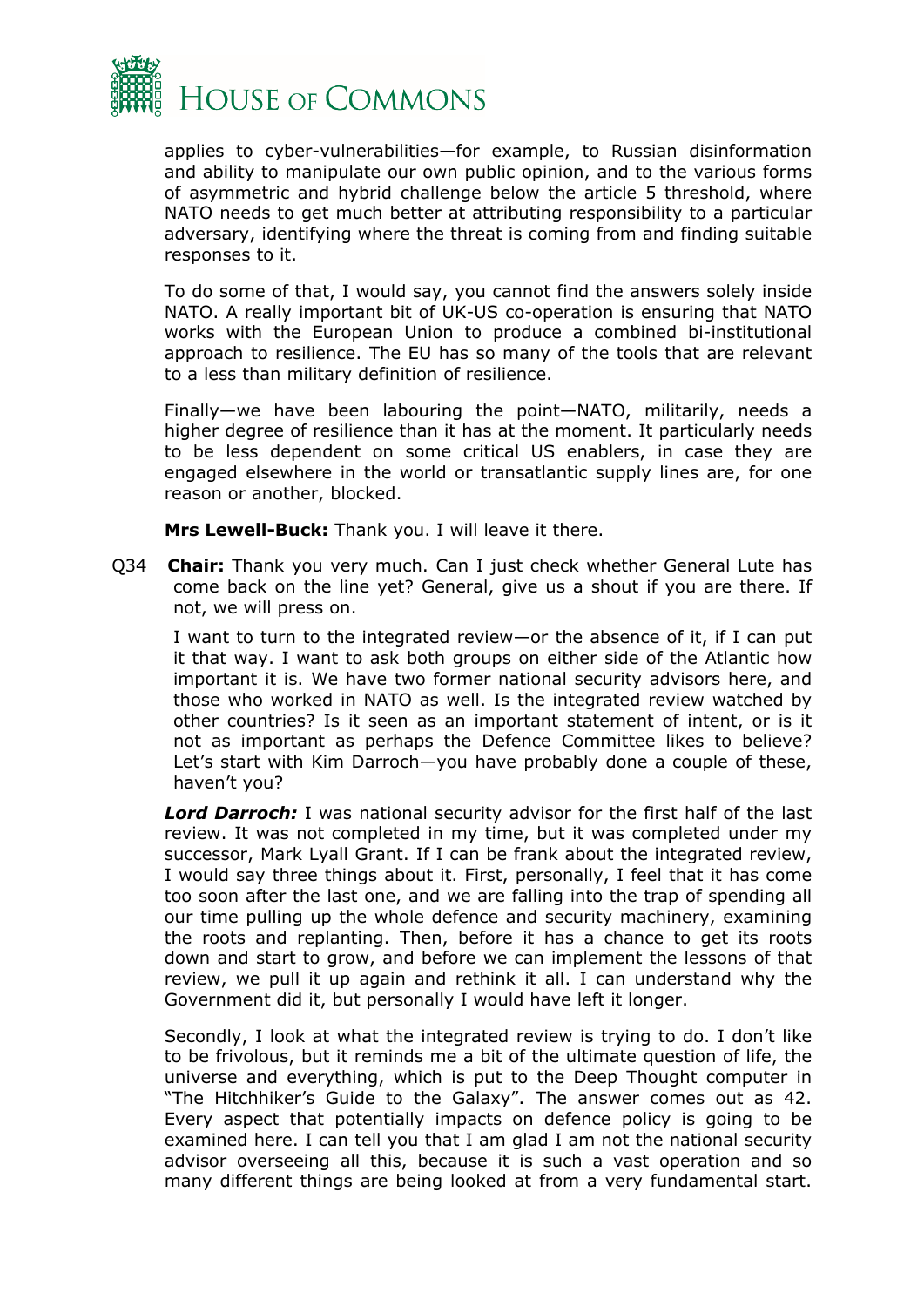applies to cyber-vulnerabilities—for example, to Russian disinformation and ability to manipulate our own public opinion, and to the various forms of asymmetric and hybrid challenge below the article 5 threshold, where NATO needs to get much better at attributing responsibility to a particular adversary, identifying where the threat is coming from and finding suitable responses to it.

To do some of that, I would say, you cannot find the answers solely inside NATO. A really important bit of UK-US co-operation is ensuring that NATO works with the European Union to produce a combined bi-institutional approach to resilience. The EU has so many of the tools that are relevant to a less than military definition of resilience.

Finally—we have been labouring the point—NATO, militarily, needs a higher degree of resilience than it has at the moment. It particularly needs to be less dependent on some critical US enablers, in case they are engaged elsewhere in the world or transatlantic supply lines are, for one reason or another, blocked.

**Mrs Lewell-Buck:** Thank you. I will leave it there.

Q34 **Chair:** Thank you very much. Can I just check whether General Lute has come back on the line yet? General, give us a shout if you are there. If not, we will press on.

I want to turn to the integrated review—or the absence of it, if I can put it that way. I want to ask both groups on either side of the Atlantic how important it is. We have two former national security advisors here, and those who worked in NATO as well. Is the integrated review watched by other countries? Is it seen as an important statement of intent, or is it not as important as perhaps the Defence Committee likes to believe? Let's start with Kim Darroch—you have probably done a couple of these, haven't you?

***Lord Darroch:*** I was national security advisor for the first half of the last review. It was not completed in my time, but it was completed under my successor, Mark Lyall Grant. If I can be frank about the integrated review, I would say three things about it. First, personally, I feel that it has come too soon after the last one, and we are falling into the trap of spending all our time pulling up the whole defence and security machinery, examining the roots and replanting. Then, before it has a chance to get its roots down and start to grow, and before we can implement the lessons of that review, we pull it up again and rethink it all. I can understand why the Government did it, but personally I would have left it longer.

Secondly, I look at what the integrated review is trying to do. I don't like to be frivolous, but it reminds me a bit of the ultimate question of life, the universe and everything, which is put to the Deep Thought computer in "The Hitchhiker's Guide to the Galaxy". The answer comes out as 42. Every aspect that potentially impacts on defence policy is going to be examined here. I can tell you that I am glad I am not the national security advisor overseeing all this, because it is such a vast operation and so many different things are being looked at from a very fundamental start.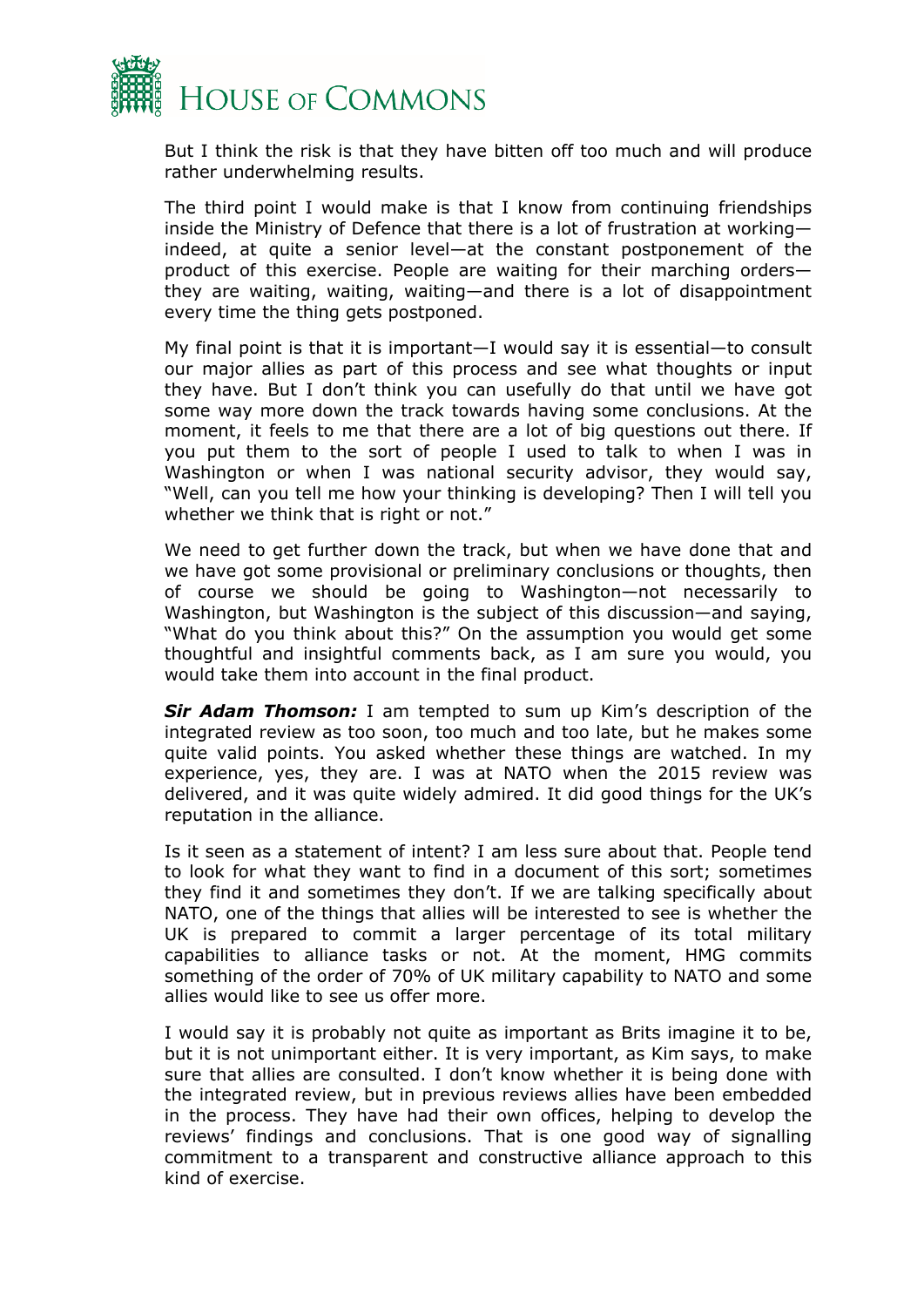But I think the risk is that they have bitten off too much and will produce rather underwhelming results.

The third point I would make is that I know from continuing friendships inside the Ministry of Defence that there is a lot of frustration at working—indeed, at quite a senior level—at the constant postponement of the product of this exercise. People are waiting for their marching orders—they are waiting, waiting, waiting—and there is a lot of disappointment every time the thing gets postponed.

My final point is that it is important—I would say it is essential—to consult our major allies as part of this process and see what thoughts or input they have. But I don't think you can usefully do that until we have got some way more down the track towards having some conclusions. At the moment, it feels to me that there are a lot of big questions out there. If you put them to the sort of people I used to talk to when I was in Washington or when I was national security advisor, they would say, "Well, can you tell me how your thinking is developing? Then I will tell you whether we think that is right or not."

We need to get further down the track, but when we have done that and we have got some provisional or preliminary conclusions or thoughts, then of course we should be going to Washington—not necessarily to Washington, but Washington is the subject of this discussion—and saying, "What do you think about this?" On the assumption you would get some thoughtful and insightful comments back, as I am sure you would, you would take them into account in the final product.

***Sir Adam Thomson:*** I am tempted to sum up Kim's description of the integrated review as too soon, too much and too late, but he makes some quite valid points. You asked whether these things are watched. In my experience, yes, they are. I was at NATO when the 2015 review was delivered, and it was quite widely admired. It did good things for the UK's reputation in the alliance.

Is it seen as a statement of intent? I am less sure about that. People tend to look for what they want to find in a document of this sort; sometimes they find it and sometimes they don't. If we are talking specifically about NATO, one of the things that allies will be interested to see is whether the UK is prepared to commit a larger percentage of its total military capabilities to alliance tasks or not. At the moment, HMG commits something of the order of 70% of UK military capability to NATO and some allies would like to see us offer more.

I would say it is probably not quite as important as Brits imagine it to be, but it is not unimportant either. It is very important, as Kim says, to make sure that allies are consulted. I don't know whether it is being done with the integrated review, but in previous reviews allies have been embedded in the process. They have had their own offices, helping to develop the reviews' findings and conclusions. That is one good way of signalling commitment to a transparent and constructive alliance approach to this kind of exercise.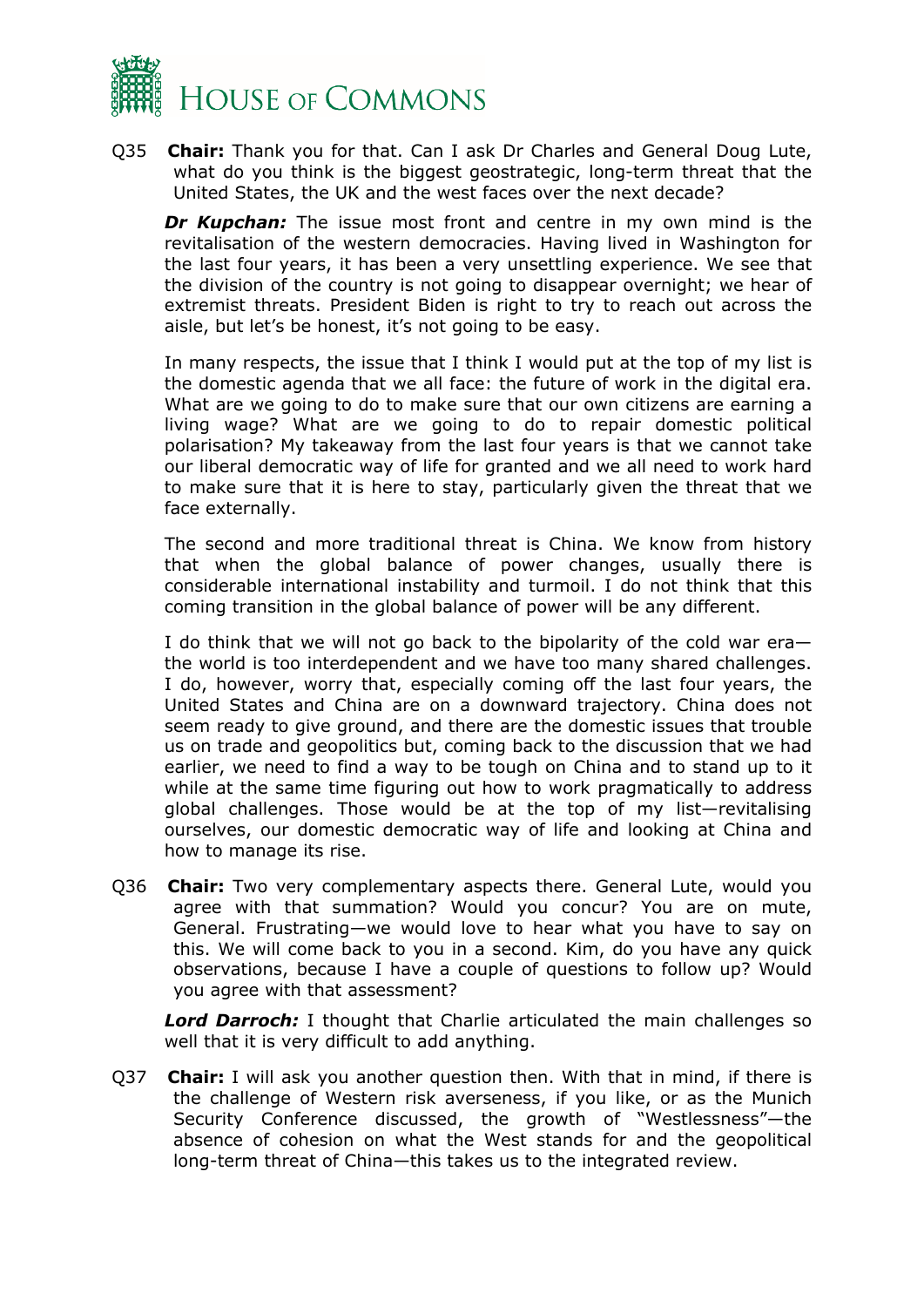Q35 **Chair:** Thank you for that. Can I ask Dr Charles and General Doug Lute, what do you think is the biggest geostrategic, long-term threat that the United States, the UK and the west faces over the next decade?

***Dr Kupchan:*** The issue most front and centre in my own mind is the revitalisation of the western democracies. Having lived in Washington for the last four years, it has been a very unsettling experience. We see that the division of the country is not going to disappear overnight; we hear of extremist threats. President Biden is right to try to reach out across the aisle, but let's be honest, it's not going to be easy.

In many respects, the issue that I think I would put at the top of my list is the domestic agenda that we all face: the future of work in the digital era. What are we going to do to make sure that our own citizens are earning a living wage? What are we going to do to repair domestic political polarisation? My takeaway from the last four years is that we cannot take our liberal democratic way of life for granted and we all need to work hard to make sure that it is here to stay, particularly given the threat that we face externally.

The second and more traditional threat is China. We know from history that when the global balance of power changes, usually there is considerable international instability and turmoil. I do not think that this coming transition in the global balance of power will be any different.

I do think that we will not go back to the bipolarity of the cold war era—the world is too interdependent and we have too many shared challenges. I do, however, worry that, especially coming off the last four years, the United States and China are on a downward trajectory. China does not seem ready to give ground, and there are the domestic issues that trouble us on trade and geopolitics but, coming back to the discussion that we had earlier, we need to find a way to be tough on China and to stand up to it while at the same time figuring out how to work pragmatically to address global challenges. Those would be at the top of my list—revitalising ourselves, our domestic democratic way of life and looking at China and how to manage its rise.

Q36 **Chair:** Two very complementary aspects there. General Lute, would you agree with that summation? Would you concur? You are on mute, General. Frustrating—we would love to hear what you have to say on this. We will come back to you in a second. Kim, do you have any quick observations, because I have a couple of questions to follow up? Would you agree with that assessment?

***Lord Darroch:*** I thought that Charlie articulated the main challenges so well that it is very difficult to add anything.

Q37 **Chair:** I will ask you another question then. With that in mind, if there is the challenge of Western risk averseness, if you like, or as the Munich Security Conference discussed, the growth of "Westlessness"—the absence of cohesion on what the West stands for and the geopolitical long-term threat of China—this takes us to the integrated review.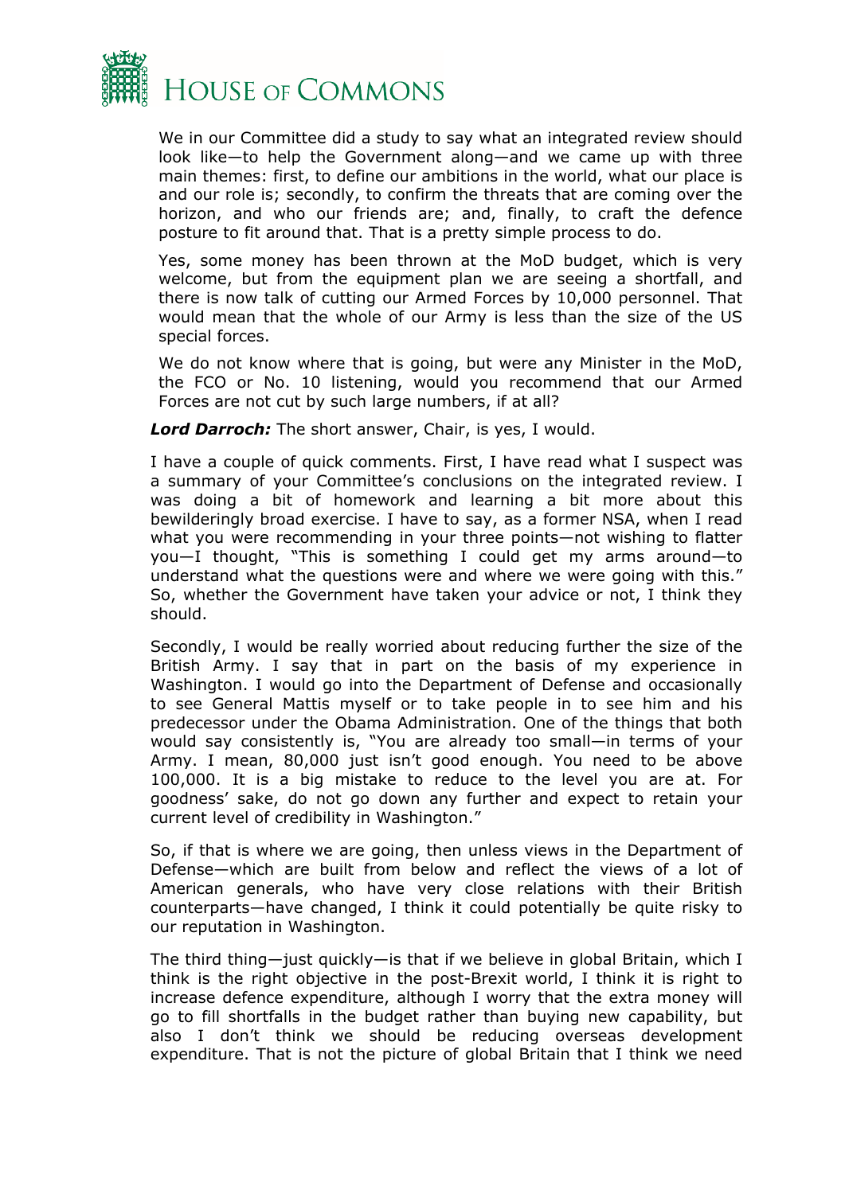We in our Committee did a study to say what an integrated review should look like—to help the Government along—and we came up with three main themes: first, to define our ambitions in the world, what our place is and our role is; secondly, to confirm the threats that are coming over the horizon, and who our friends are; and, finally, to craft the defence posture to fit around that. That is a pretty simple process to do.

Yes, some money has been thrown at the MoD budget, which is very welcome, but from the equipment plan we are seeing a shortfall, and there is now talk of cutting our Armed Forces by 10,000 personnel. That would mean that the whole of our Army is less than the size of the US special forces.

We do not know where that is going, but were any Minister in the MoD, the FCO or No. 10 listening, would you recommend that our Armed Forces are not cut by such large numbers, if at all?

***Lord Darroch:*** The short answer, Chair, is yes, I would.

I have a couple of quick comments. First, I have read what I suspect was a summary of your Committee's conclusions on the integrated review. I was doing a bit of homework and learning a bit more about this bewilderingly broad exercise. I have to say, as a former NSA, when I read what you were recommending in your three points—not wishing to flatter you—I thought, "This is something I could get my arms around—to understand what the questions were and where we were going with this." So, whether the Government have taken your advice or not, I think they should.

Secondly, I would be really worried about reducing further the size of the British Army. I say that in part on the basis of my experience in Washington. I would go into the Department of Defense and occasionally to see General Mattis myself or to take people in to see him and his predecessor under the Obama Administration. One of the things that both would say consistently is, "You are already too small—in terms of your Army. I mean, 80,000 just isn't good enough. You need to be above 100,000. It is a big mistake to reduce to the level you are at. For goodness' sake, do not go down any further and expect to retain your current level of credibility in Washington."

So, if that is where we are going, then unless views in the Department of Defense—which are built from below and reflect the views of a lot of American generals, who have very close relations with their British counterparts—have changed, I think it could potentially be quite risky to our reputation in Washington.

The third thing—just quickly—is that if we believe in global Britain, which I think is the right objective in the post-Brexit world, I think it is right to increase defence expenditure, although I worry that the extra money will go to fill shortfalls in the budget rather than buying new capability, but also I don't think we should be reducing overseas development expenditure. That is not the picture of global Britain that I think we need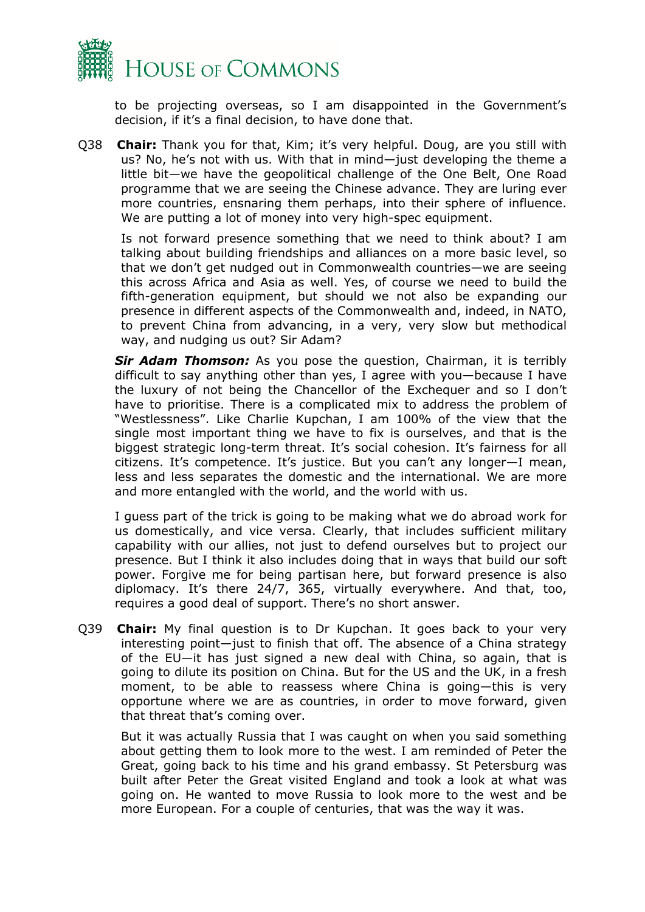to be projecting overseas, so I am disappointed in the Government's decision, if it's a final decision, to have done that.

Q38 **Chair:** Thank you for that, Kim; it's very helpful. Doug, are you still with us? No, he's not with us. With that in mind—just developing the theme a little bit—we have the geopolitical challenge of the One Belt, One Road programme that we are seeing the Chinese advance. They are luring ever more countries, ensnaring them perhaps, into their sphere of influence. We are putting a lot of money into very high-spec equipment.

Is not forward presence something that we need to think about? I am talking about building friendships and alliances on a more basic level, so that we don't get nudged out in Commonwealth countries—we are seeing this across Africa and Asia as well. Yes, of course we need to build the fifth-generation equipment, but should we not also be expanding our presence in different aspects of the Commonwealth and, indeed, in NATO, to prevent China from advancing, in a very, very slow but methodical way, and nudging us out? Sir Adam?

***Sir Adam Thomson:*** As you pose the question, Chairman, it is terribly difficult to say anything other than yes, I agree with you—because I have the luxury of not being the Chancellor of the Exchequer and so I don't have to prioritise. There is a complicated mix to address the problem of "Westlessness". Like Charlie Kupchan, I am 100% of the view that the single most important thing we have to fix is ourselves, and that is the biggest strategic long-term threat. It's social cohesion. It's fairness for all citizens. It's competence. It's justice. But you can't any longer—I mean, less and less separates the domestic and the international. We are more and more entangled with the world, and the world with us.

I guess part of the trick is going to be making what we do abroad work for us domestically, and vice versa. Clearly, that includes sufficient military capability with our allies, not just to defend ourselves but to project our presence. But I think it also includes doing that in ways that build our soft power. Forgive me for being partisan here, but forward presence is also diplomacy. It's there 24/7, 365, virtually everywhere. And that, too, requires a good deal of support. There's no short answer.

Q39 **Chair:** My final question is to Dr Kupchan. It goes back to your very interesting point—just to finish that off. The absence of a China strategy of the EU—it has just signed a new deal with China, so again, that is going to dilute its position on China. But for the US and the UK, in a fresh moment, to be able to reassess where China is going—this is very opportune where we are as countries, in order to move forward, given that threat that's coming over.

But it was actually Russia that I was caught on when you said something about getting them to look more to the west. I am reminded of Peter the Great, going back to his time and his grand embassy. St Petersburg was built after Peter the Great visited England and took a look at what was going on. He wanted to move Russia to look more to the west and be more European. For a couple of centuries, that was the way it was.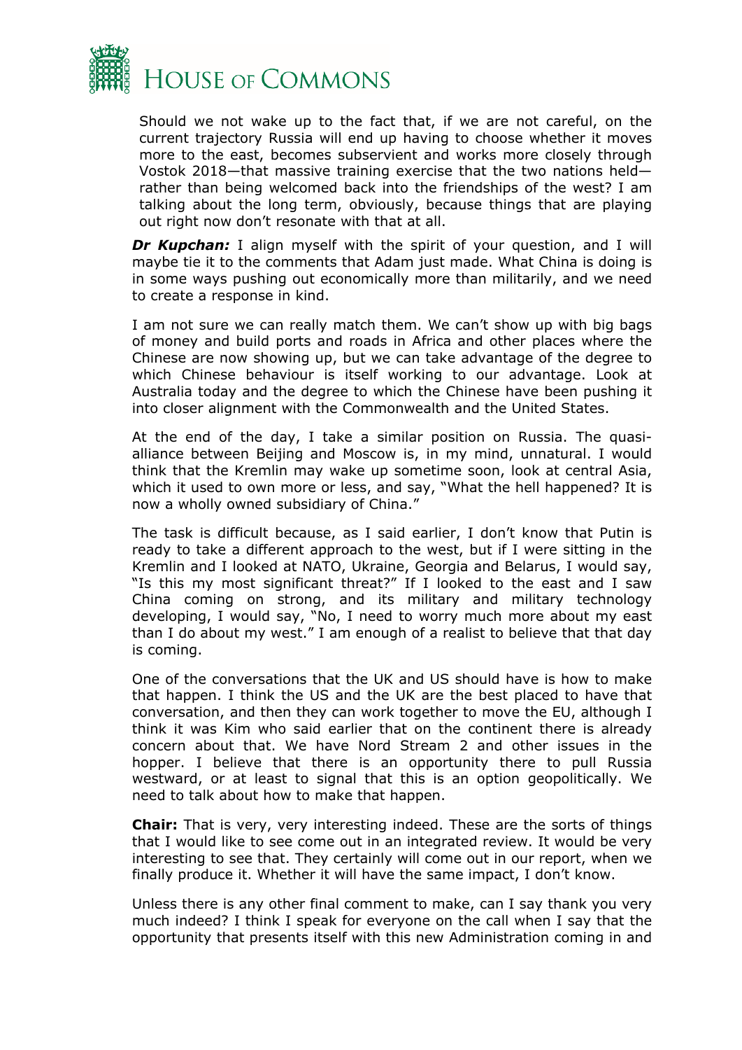Should we not wake up to the fact that, if we are not careful, on the current trajectory Russia will end up having to choose whether it moves more to the east, becomes subservient and works more closely through Vostok 2018—that massive training exercise that the two nations held—rather than being welcomed back into the friendships of the west? I am talking about the long term, obviously, because things that are playing out right now don't resonate with that at all.

***Dr Kupchan:*** I align myself with the spirit of your question, and I will maybe tie it to the comments that Adam just made. What China is doing is in some ways pushing out economically more than militarily, and we need to create a response in kind.

I am not sure we can really match them. We can't show up with big bags of money and build ports and roads in Africa and other places where the Chinese are now showing up, but we can take advantage of the degree to which Chinese behaviour is itself working to our advantage. Look at Australia today and the degree to which the Chinese have been pushing it into closer alignment with the Commonwealth and the United States.

At the end of the day, I take a similar position on Russia. The quasi-alliance between Beijing and Moscow is, in my mind, unnatural. I would think that the Kremlin may wake up sometime soon, look at central Asia, which it used to own more or less, and say, "What the hell happened? It is now a wholly owned subsidiary of China."

The task is difficult because, as I said earlier, I don't know that Putin is ready to take a different approach to the west, but if I were sitting in the Kremlin and I looked at NATO, Ukraine, Georgia and Belarus, I would say, "Is this my most significant threat?" If I looked to the east and I saw China coming on strong, and its military and military technology developing, I would say, "No, I need to worry much more about my east than I do about my west." I am enough of a realist to believe that that day is coming.

One of the conversations that the UK and US should have is how to make that happen. I think the US and the UK are the best placed to have that conversation, and then they can work together to move the EU, although I think it was Kim who said earlier that on the continent there is already concern about that. We have Nord Stream 2 and other issues in the hopper. I believe that there is an opportunity there to pull Russia westward, or at least to signal that this is an option geopolitically. We need to talk about how to make that happen.

**Chair:** That is very, very interesting indeed. These are the sorts of things that I would like to see come out in an integrated review. It would be very interesting to see that. They certainly will come out in our report, when we finally produce it. Whether it will have the same impact, I don't know.

Unless there is any other final comment to make, can I say thank you very much indeed? I think I speak for everyone on the call when I say that the opportunity that presents itself with this new Administration coming in and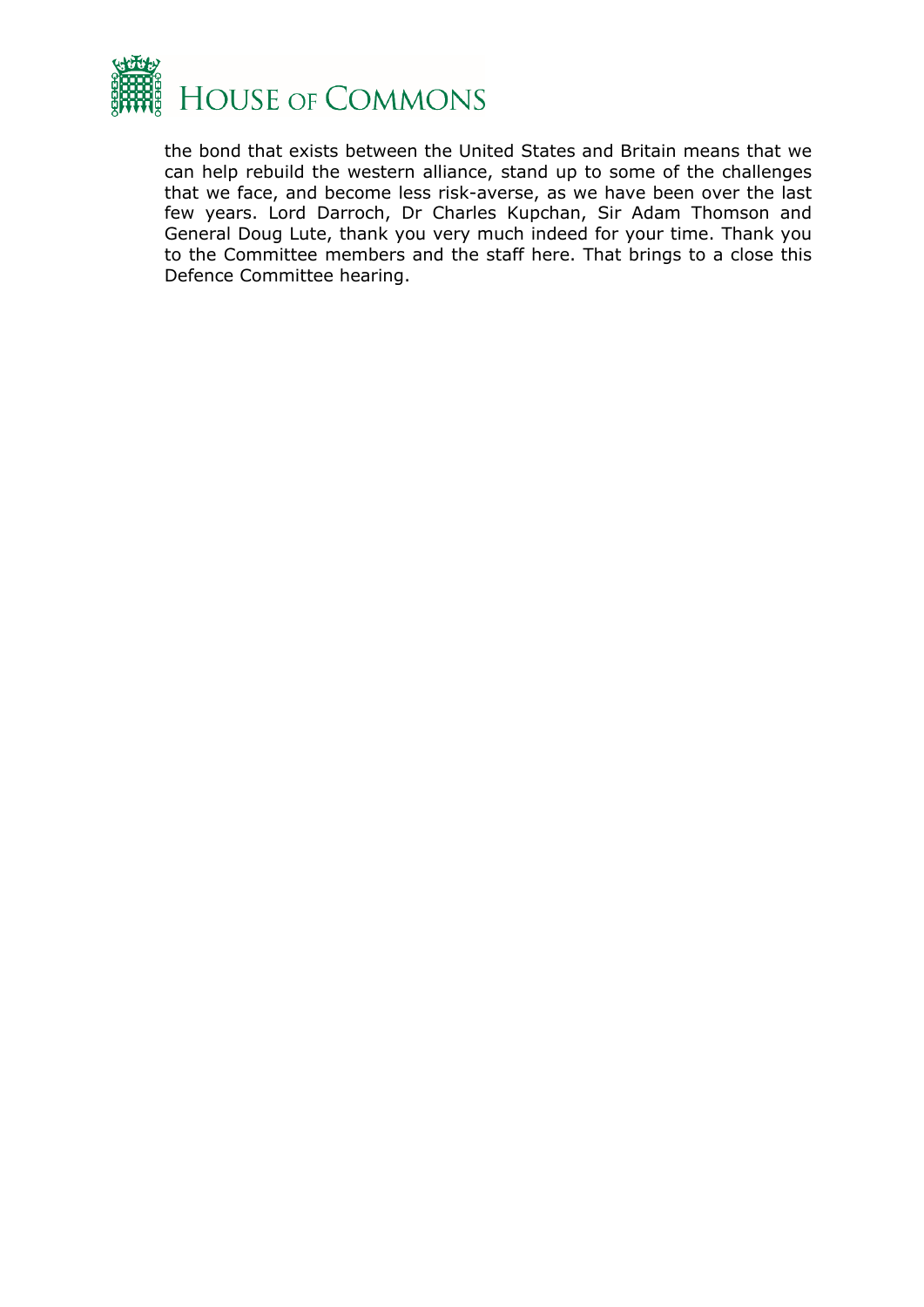the bond that exists between the United States and Britain means that we can help rebuild the western alliance, stand up to some of the challenges that we face, and become less risk-averse, as we have been over the last few years. Lord Darroch, Dr Charles Kupchan, Sir Adam Thomson and General Doug Lute, thank you very much indeed for your time. Thank you to the Committee members and the staff here. That brings to a close this Defence Committee hearing.